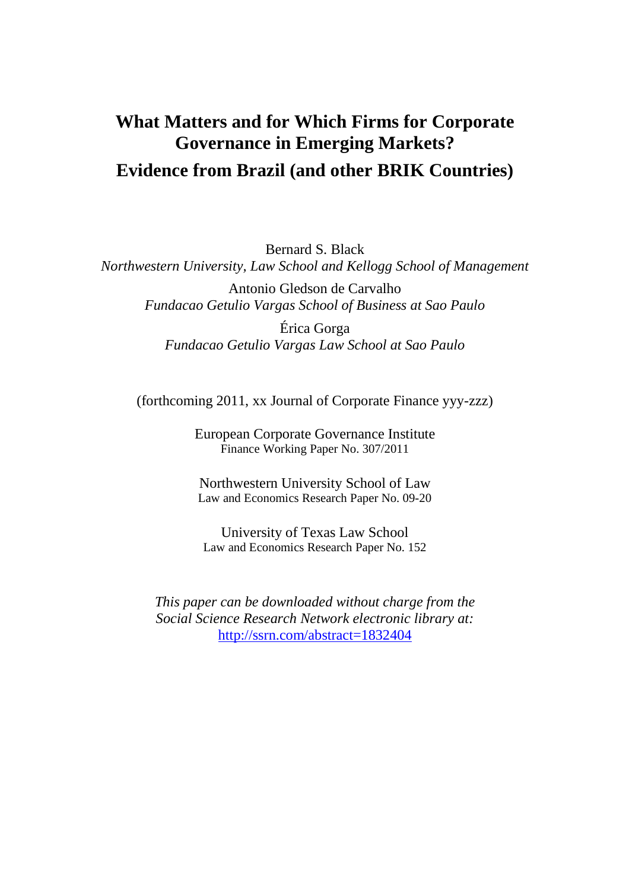# What Matters and for Which Firms for Corporate Governance in Emerging Markets?

# Evidence from Brazil (and other BRIK Countries)

Bernard S. Black
*Northwestern University, Law School and Kellogg School of Management*

Antonio Gledson de Carvalho
*Fundacao Getulio Vargas School of Business at Sao Paulo*

Érica Gorga
*Fundacao Getulio Vargas Law School at Sao Paulo*

(forthcoming 2011, xx Journal of Corporate Finance yyy-zzz)

European Corporate Governance Institute
Finance Working Paper No. 307/2011

Northwestern University School of Law
Law and Economics Research Paper No. 09-20

University of Texas Law School
Law and Economics Research Paper No. 152

*This paper can be downloaded without charge from the Social Science Research Network electronic library at:*
http://ssrn.com/abstract=1832404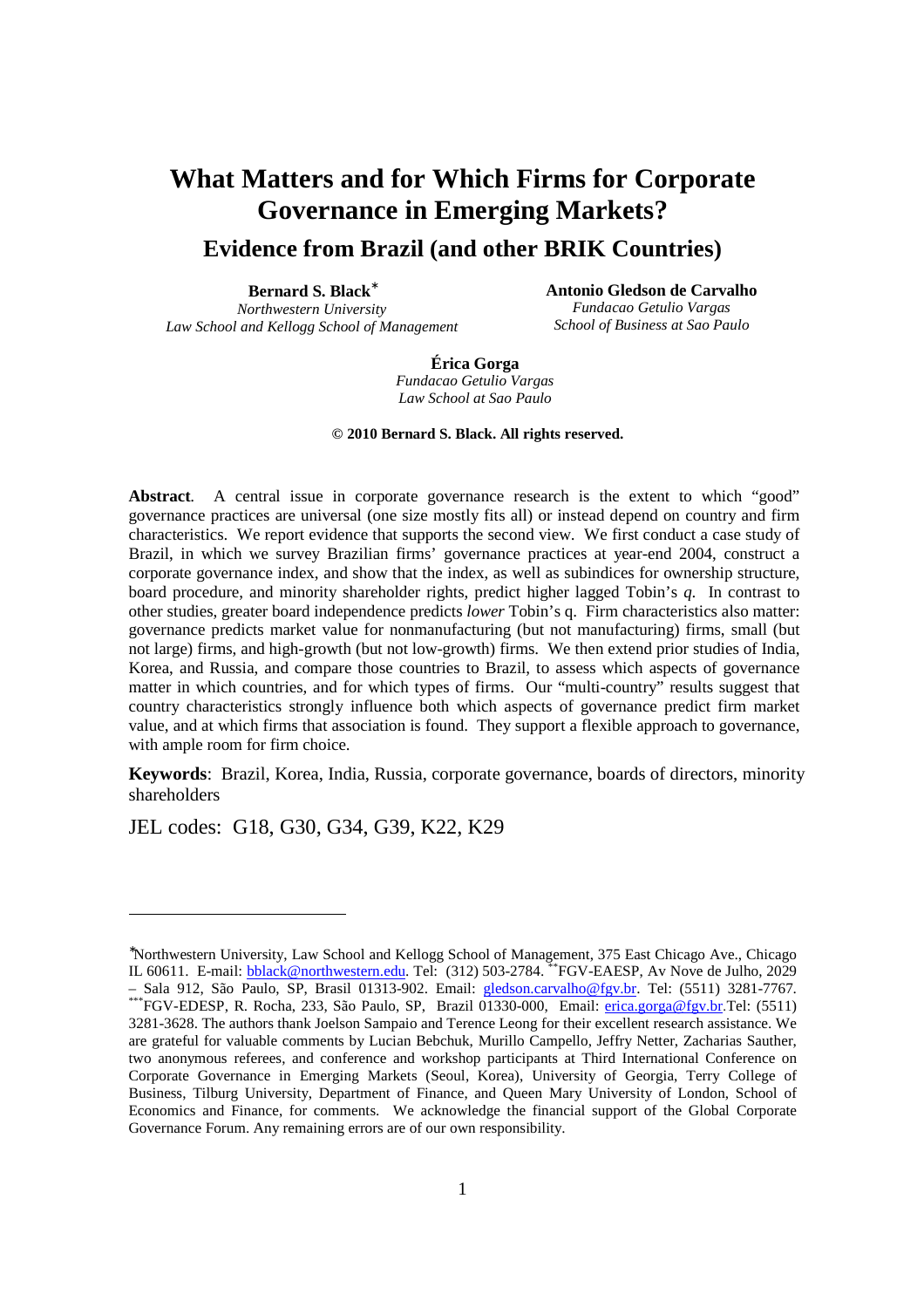# What Matters and for Which Firms for Corporate Governance in Emerging Markets?

## Evidence from Brazil (and other BRIK Countries)

**Bernard S. Black**[*]
*Northwestern University*
*Law School and Kellogg School of Management*

**Antonio Gledson de Carvalho**
*Fundacao Getulio Vargas*
*School of Business at Sao Paulo*

**Érica Gorga**
*Fundacao Getulio Vargas*
*Law School at Sao Paulo*

**© 2010 Bernard S. Black. All rights reserved.**

**Abstract**. A central issue in corporate governance research is the extent to which "good" governance practices are universal (one size mostly fits all) or instead depend on country and firm characteristics. We report evidence that supports the second view. We first conduct a case study of Brazil, in which we survey Brazilian firms' governance practices at year-end 2004, construct a corporate governance index, and show that the index, as well as subindices for ownership structure, board procedure, and minority shareholder rights, predict higher lagged Tobin's *q*. In contrast to other studies, greater board independence predicts *lower* Tobin's q. Firm characteristics also matter: governance predicts market value for nonmanufacturing (but not manufacturing) firms, small (but not large) firms, and high-growth (but not low-growth) firms. We then extend prior studies of India, Korea, and Russia, and compare those countries to Brazil, to assess which aspects of governance matter in which countries, and for which types of firms. Our "multi-country" results suggest that country characteristics strongly influence both which aspects of governance predict firm market value, and at which firms that association is found. They support a flexible approach to governance, with ample room for firm choice.

**Keywords**: Brazil, Korea, India, Russia, corporate governance, boards of directors, minority shareholders

JEL codes: G18, G30, G34, G39, K22, K29

---

[*] Northwestern University, Law School and Kellogg School of Management, 375 East Chicago Ave., Chicago IL 60611. E-mail: bblack@northwestern.edu. Tel: (312) 503-2784. [**] FGV-EAESP, Av Nove de Julho, 2029 – Sala 912, São Paulo, SP, Brasil 01313-902. Email: gledson.carvalho@fgv.br. Tel: (5511) 3281-7767. [***] FGV-EDESP, R. Rocha, 233, São Paulo, SP, Brazil 01330-000, Email: erica.gorga@fgv.br. Tel: (5511) 3281-3628. The authors thank Joelson Sampaio and Terence Leong for their excellent research assistance. We are grateful for valuable comments by Lucian Bebchuk, Murillo Campello, Jeffry Netter, Zacharias Sauther, two anonymous referees, and conference and workshop participants at Third International Conference on Corporate Governance in Emerging Markets (Seoul, Korea), University of Georgia, Terry College of Business, Tilburg University, Department of Finance, and Queen Mary University of London, School of Economics and Finance, for comments. We acknowledge the financial support of the Global Corporate Governance Forum. Any remaining errors are of our own responsibility.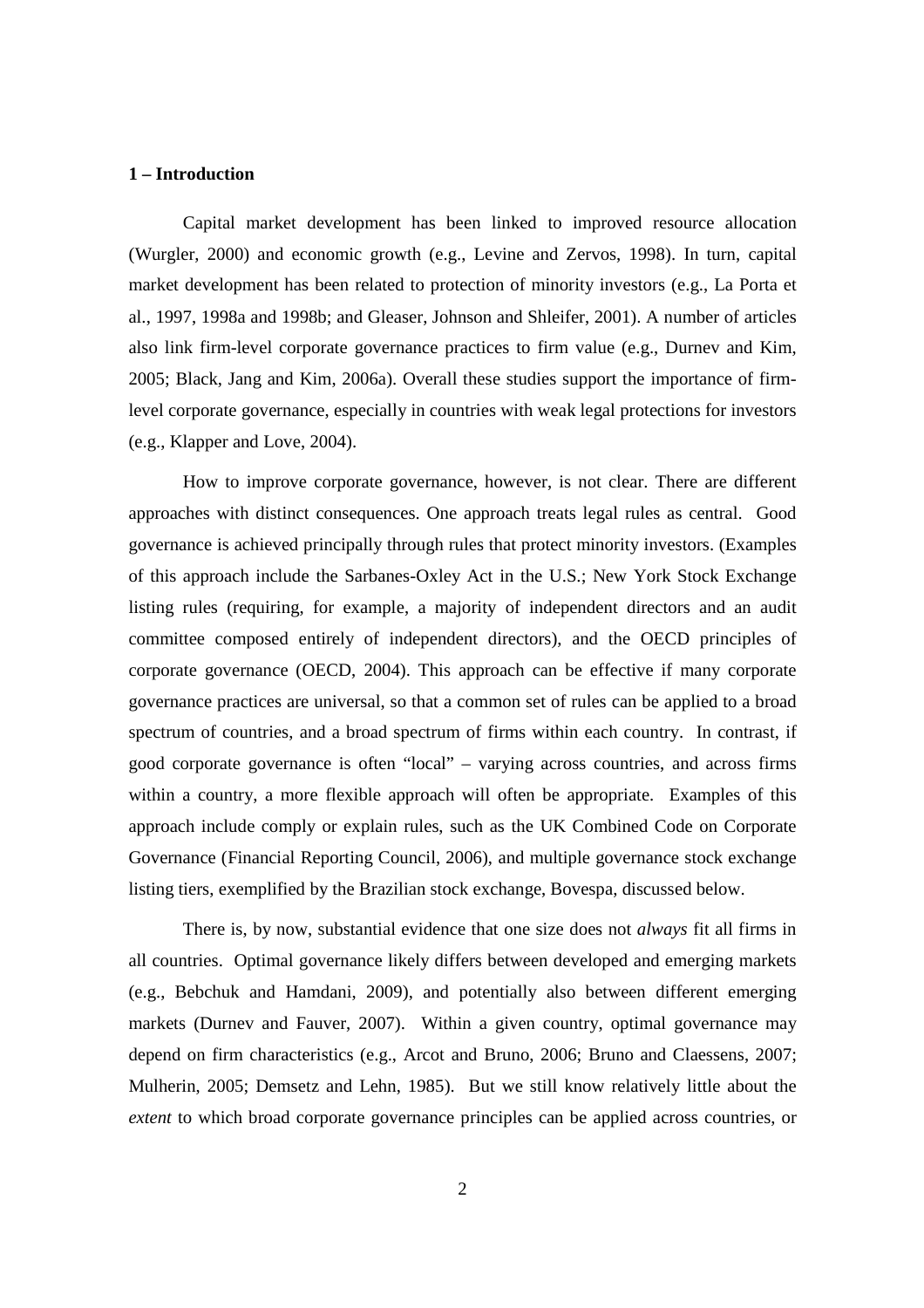## 1 – Introduction

Capital market development has been linked to improved resource allocation (Wurgler, 2000) and economic growth (e.g., Levine and Zervos, 1998). In turn, capital market development has been related to protection of minority investors (e.g., La Porta et al., 1997, 1998a and 1998b; and Gleaser, Johnson and Shleifer, 2001). A number of articles also link firm-level corporate governance practices to firm value (e.g., Durnev and Kim, 2005; Black, Jang and Kim, 2006a). Overall these studies support the importance of firm-level corporate governance, especially in countries with weak legal protections for investors (e.g., Klapper and Love, 2004).

How to improve corporate governance, however, is not clear. There are different approaches with distinct consequences. One approach treats legal rules as central. Good governance is achieved principally through rules that protect minority investors. (Examples of this approach include the Sarbanes-Oxley Act in the U.S.; New York Stock Exchange listing rules (requiring, for example, a majority of independent directors and an audit committee composed entirely of independent directors), and the OECD principles of corporate governance (OECD, 2004). This approach can be effective if many corporate governance practices are universal, so that a common set of rules can be applied to a broad spectrum of countries, and a broad spectrum of firms within each country. In contrast, if good corporate governance is often "local" – varying across countries, and across firms within a country, a more flexible approach will often be appropriate. Examples of this approach include comply or explain rules, such as the UK Combined Code on Corporate Governance (Financial Reporting Council, 2006), and multiple governance stock exchange listing tiers, exemplified by the Brazilian stock exchange, Bovespa, discussed below.

There is, by now, substantial evidence that one size does not *always* fit all firms in all countries. Optimal governance likely differs between developed and emerging markets (e.g., Bebchuk and Hamdani, 2009), and potentially also between different emerging markets (Durnev and Fauver, 2007). Within a given country, optimal governance may depend on firm characteristics (e.g., Arcot and Bruno, 2006; Bruno and Claessens, 2007; Mulherin, 2005; Demsetz and Lehn, 1985). But we still know relatively little about the *extent* to which broad corporate governance principles can be applied across countries, or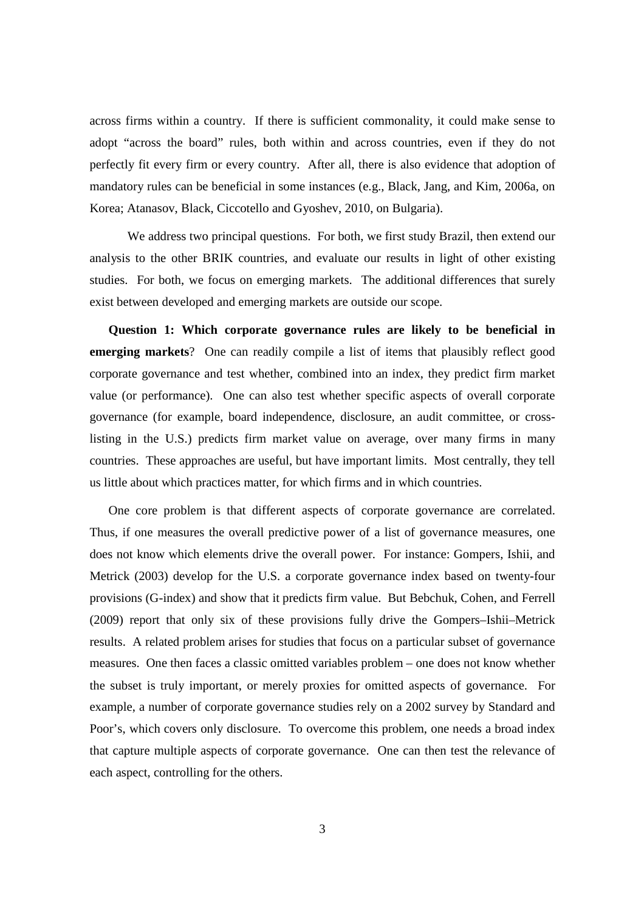across firms within a country. If there is sufficient commonality, it could make sense to adopt "across the board" rules, both within and across countries, even if they do not perfectly fit every firm or every country. After all, there is also evidence that adoption of mandatory rules can be beneficial in some instances (e.g., Black, Jang, and Kim, 2006a, on Korea; Atanasov, Black, Ciccotello and Gyoshev, 2010, on Bulgaria).

We address two principal questions. For both, we first study Brazil, then extend our analysis to the other BRIK countries, and evaluate our results in light of other existing studies. For both, we focus on emerging markets. The additional differences that surely exist between developed and emerging markets are outside our scope.

**Question 1: Which corporate governance rules are likely to be beneficial in emerging markets**? One can readily compile a list of items that plausibly reflect good corporate governance and test whether, combined into an index, they predict firm market value (or performance). One can also test whether specific aspects of overall corporate governance (for example, board independence, disclosure, an audit committee, or cross-listing in the U.S.) predicts firm market value on average, over many firms in many countries. These approaches are useful, but have important limits. Most centrally, they tell us little about which practices matter, for which firms and in which countries.

One core problem is that different aspects of corporate governance are correlated. Thus, if one measures the overall predictive power of a list of governance measures, one does not know which elements drive the overall power. For instance: Gompers, Ishii, and Metrick (2003) develop for the U.S. a corporate governance index based on twenty-four provisions (G-index) and show that it predicts firm value. But Bebchuk, Cohen, and Ferrell (2009) report that only six of these provisions fully drive the Gompers–Ishii–Metrick results. A related problem arises for studies that focus on a particular subset of governance measures. One then faces a classic omitted variables problem – one does not know whether the subset is truly important, or merely proxies for omitted aspects of governance. For example, a number of corporate governance studies rely on a 2002 survey by Standard and Poor's, which covers only disclosure. To overcome this problem, one needs a broad index that capture multiple aspects of corporate governance. One can then test the relevance of each aspect, controlling for the others.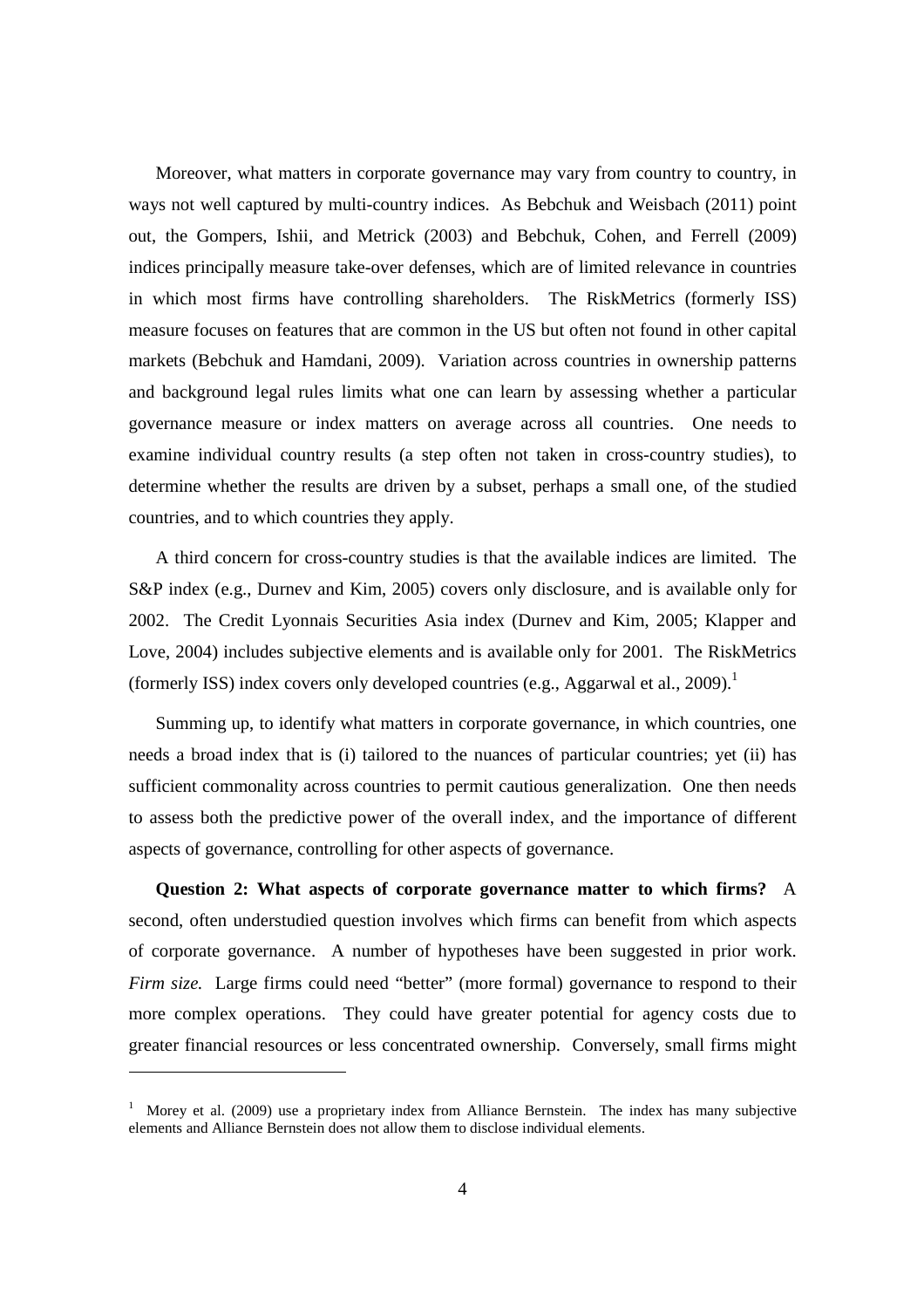Moreover, what matters in corporate governance may vary from country to country, in ways not well captured by multi-country indices. As Bebchuk and Weisbach (2011) point out, the Gompers, Ishii, and Metrick (2003) and Bebchuk, Cohen, and Ferrell (2009) indices principally measure take-over defenses, which are of limited relevance in countries in which most firms have controlling shareholders. The RiskMetrics (formerly ISS) measure focuses on features that are common in the US but often not found in other capital markets (Bebchuk and Hamdani, 2009). Variation across countries in ownership patterns and background legal rules limits what one can learn by assessing whether a particular governance measure or index matters on average across all countries. One needs to examine individual country results (a step often not taken in cross-country studies), to determine whether the results are driven by a subset, perhaps a small one, of the studied countries, and to which countries they apply.

A third concern for cross-country studies is that the available indices are limited. The S&P index (e.g., Durnev and Kim, 2005) covers only disclosure, and is available only for 2002. The Credit Lyonnais Securities Asia index (Durnev and Kim, 2005; Klapper and Love, 2004) includes subjective elements and is available only for 2001. The RiskMetrics (formerly ISS) index covers only developed countries (e.g., Aggarwal et al., 2009).[1]

Summing up, to identify what matters in corporate governance, in which countries, one needs a broad index that is (i) tailored to the nuances of particular countries; yet (ii) has sufficient commonality across countries to permit cautious generalization. One then needs to assess both the predictive power of the overall index, and the importance of different aspects of governance, controlling for other aspects of governance.

**Question 2: What aspects of corporate governance matter to which firms?** A second, often understudied question involves which firms can benefit from which aspects of corporate governance. A number of hypotheses have been suggested in prior work. *Firm size.* Large firms could need "better" (more formal) governance to respond to their more complex operations. They could have greater potential for agency costs due to greater financial resources or less concentrated ownership. Conversely, small firms might

[1] Morey et al. (2009) use a proprietary index from Alliance Bernstein. The index has many subjective elements and Alliance Bernstein does not allow them to disclose individual elements.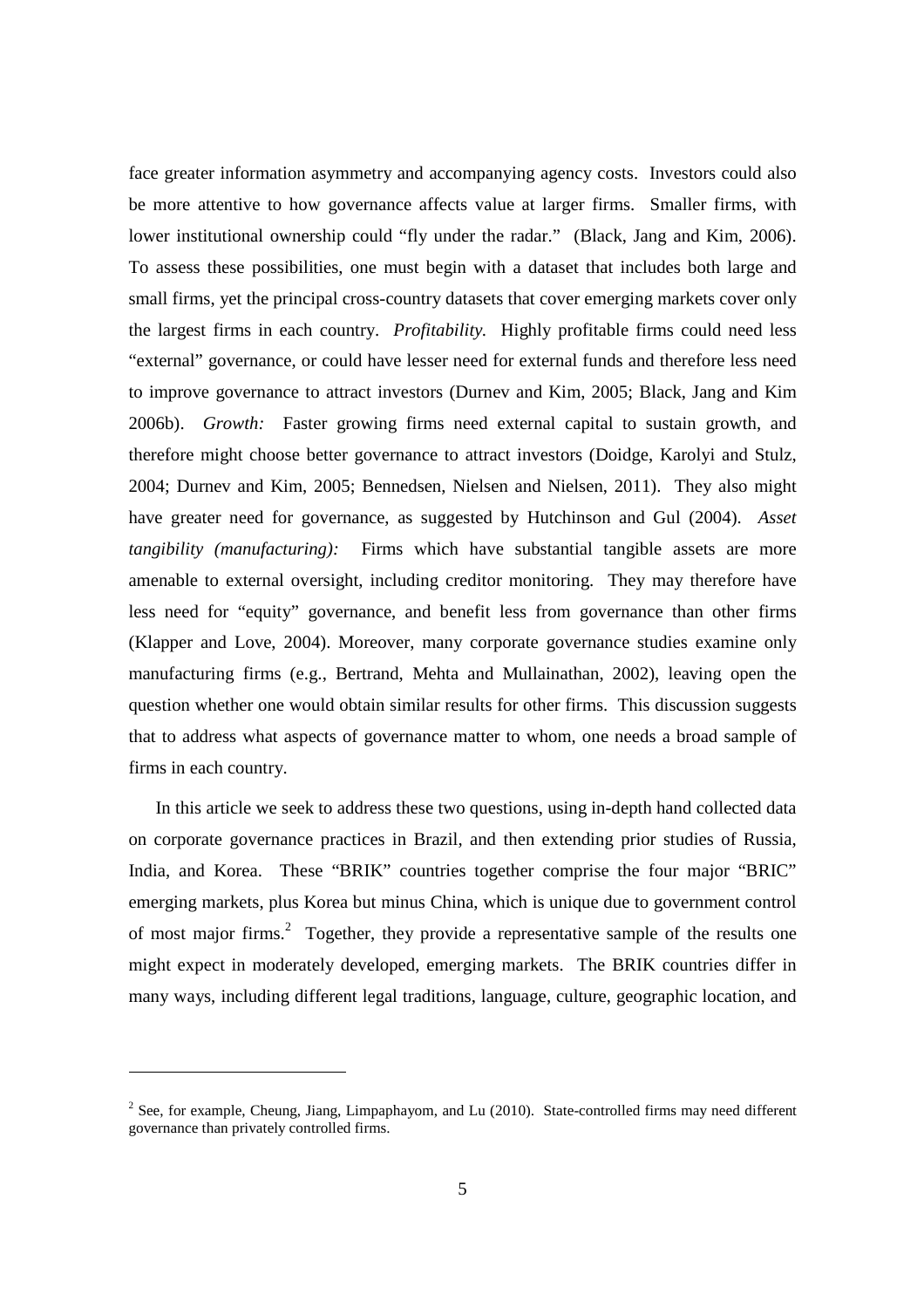face greater information asymmetry and accompanying agency costs. Investors could also be more attentive to how governance affects value at larger firms. Smaller firms, with lower institutional ownership could "fly under the radar." (Black, Jang and Kim, 2006). To assess these possibilities, one must begin with a dataset that includes both large and small firms, yet the principal cross-country datasets that cover emerging markets cover only the largest firms in each country. *Profitability.* Highly profitable firms could need less "external" governance, or could have lesser need for external funds and therefore less need to improve governance to attract investors (Durnev and Kim, 2005; Black, Jang and Kim 2006b). *Growth:* Faster growing firms need external capital to sustain growth, and therefore might choose better governance to attract investors (Doidge, Karolyi and Stulz, 2004; Durnev and Kim, 2005; Bennedsen, Nielsen and Nielsen, 2011). They also might have greater need for governance, as suggested by Hutchinson and Gul (2004). *Asset tangibility (manufacturing):* Firms which have substantial tangible assets are more amenable to external oversight, including creditor monitoring. They may therefore have less need for "equity" governance, and benefit less from governance than other firms (Klapper and Love, 2004). Moreover, many corporate governance studies examine only manufacturing firms (e.g., Bertrand, Mehta and Mullainathan, 2002), leaving open the question whether one would obtain similar results for other firms. This discussion suggests that to address what aspects of governance matter to whom, one needs a broad sample of firms in each country.

In this article we seek to address these two questions, using in-depth hand collected data on corporate governance practices in Brazil, and then extending prior studies of Russia, India, and Korea. These "BRIK" countries together comprise the four major "BRIC" emerging markets, plus Korea but minus China, which is unique due to government control of most major firms.[2] Together, they provide a representative sample of the results one might expect in moderately developed, emerging markets. The BRIK countries differ in many ways, including different legal traditions, language, culture, geographic location, and

[2] See, for example, Cheung, Jiang, Limpaphayom, and Lu (2010). State-controlled firms may need different governance than privately controlled firms.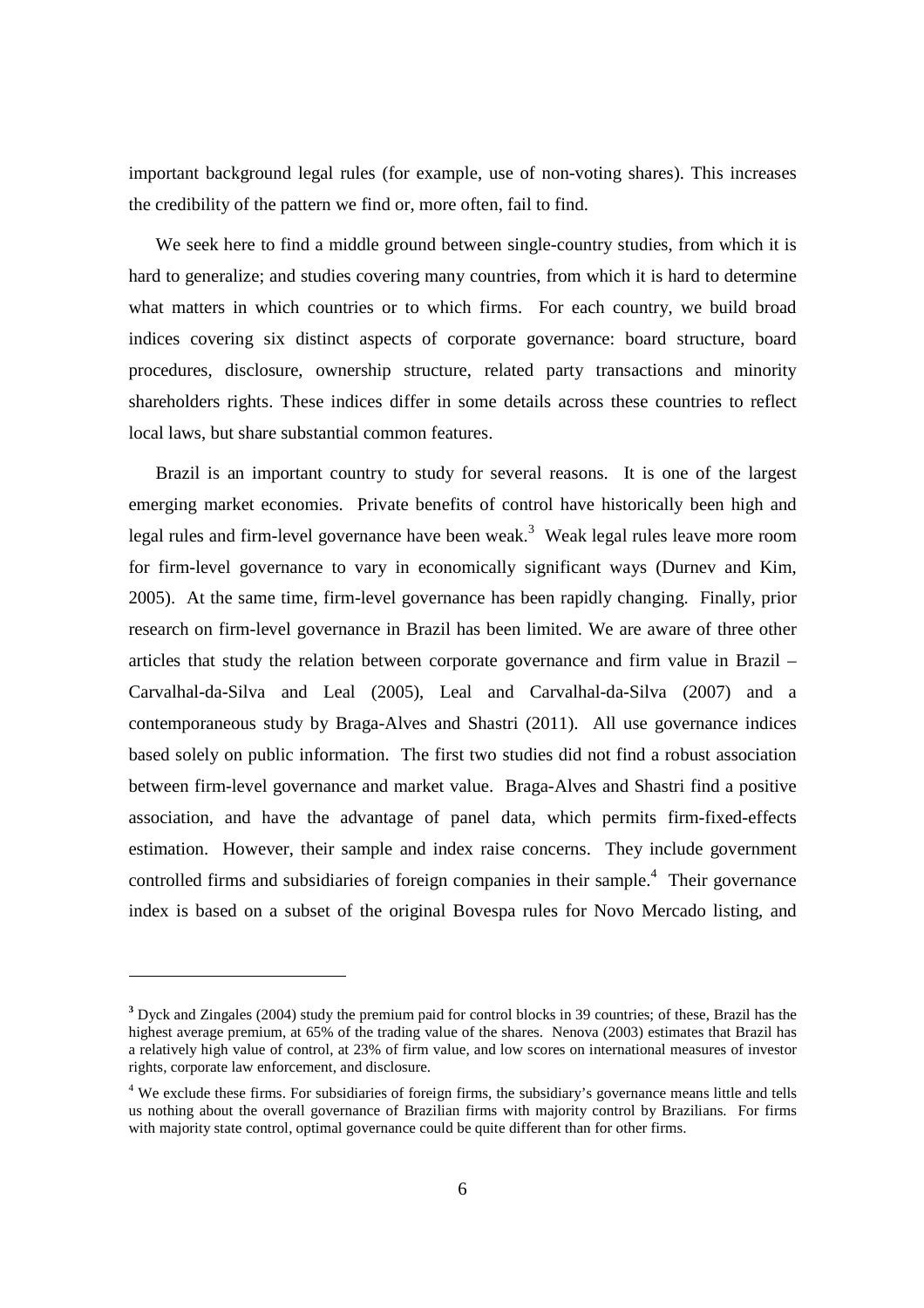important background legal rules (for example, use of non-voting shares). This increases the credibility of the pattern we find or, more often, fail to find.

We seek here to find a middle ground between single-country studies, from which it is hard to generalize; and studies covering many countries, from which it is hard to determine what matters in which countries or to which firms. For each country, we build broad indices covering six distinct aspects of corporate governance: board structure, board procedures, disclosure, ownership structure, related party transactions and minority shareholders rights. These indices differ in some details across these countries to reflect local laws, but share substantial common features.

Brazil is an important country to study for several reasons. It is one of the largest emerging market economies. Private benefits of control have historically been high and legal rules and firm-level governance have been weak.[3] Weak legal rules leave more room for firm-level governance to vary in economically significant ways (Durnev and Kim, 2005). At the same time, firm-level governance has been rapidly changing. Finally, prior research on firm-level governance in Brazil has been limited. We are aware of three other articles that study the relation between corporate governance and firm value in Brazil – Carvalhal-da-Silva and Leal (2005), Leal and Carvalhal-da-Silva (2007) and a contemporaneous study by Braga-Alves and Shastri (2011). All use governance indices based solely on public information. The first two studies did not find a robust association between firm-level governance and market value. Braga-Alves and Shastri find a positive association, and have the advantage of panel data, which permits firm-fixed-effects estimation. However, their sample and index raise concerns. They include government controlled firms and subsidiaries of foreign companies in their sample.[4] Their governance index is based on a subset of the original Bovespa rules for Novo Mercado listing, and

---

[3] Dyck and Zingales (2004) study the premium paid for control blocks in 39 countries; of these, Brazil has the highest average premium, at 65% of the trading value of the shares. Nenova (2003) estimates that Brazil has a relatively high value of control, at 23% of firm value, and low scores on international measures of investor rights, corporate law enforcement, and disclosure.

[4] We exclude these firms. For subsidiaries of foreign firms, the subsidiary's governance means little and tells us nothing about the overall governance of Brazilian firms with majority control by Brazilians. For firms with majority state control, optimal governance could be quite different than for other firms.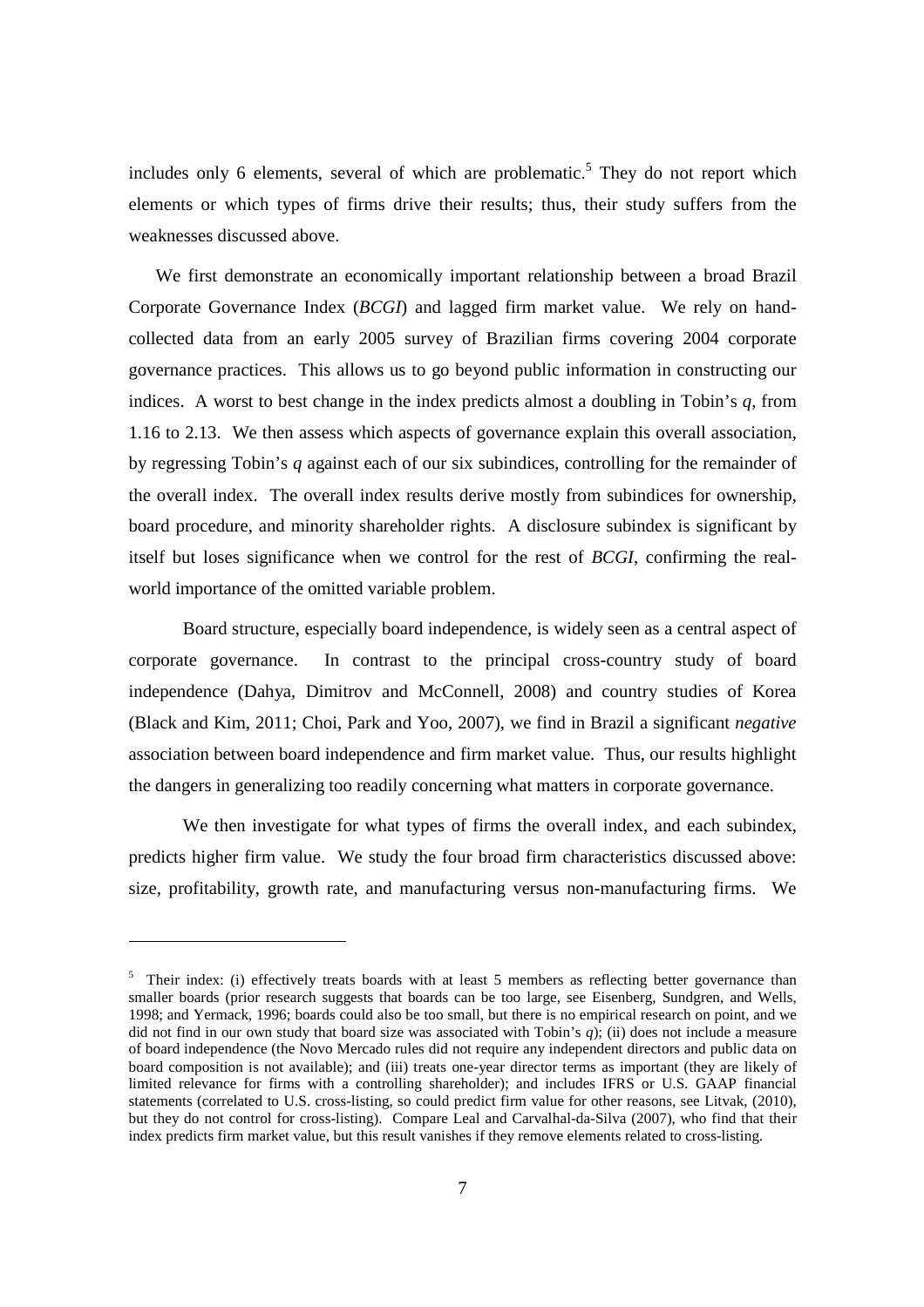includes only 6 elements, several of which are problematic.[5] They do not report which elements or which types of firms drive their results; thus, their study suffers from the weaknesses discussed above.

We first demonstrate an economically important relationship between a broad Brazil Corporate Governance Index (*BCGI*) and lagged firm market value. We rely on hand-collected data from an early 2005 survey of Brazilian firms covering 2004 corporate governance practices. This allows us to go beyond public information in constructing our indices. A worst to best change in the index predicts almost a doubling in Tobin's *q*, from 1.16 to 2.13. We then assess which aspects of governance explain this overall association, by regressing Tobin's *q* against each of our six subindices, controlling for the remainder of the overall index. The overall index results derive mostly from subindices for ownership, board procedure, and minority shareholder rights. A disclosure subindex is significant by itself but loses significance when we control for the rest of *BCGI*, confirming the real-world importance of the omitted variable problem.

Board structure, especially board independence, is widely seen as a central aspect of corporate governance. In contrast to the principal cross-country study of board independence (Dahya, Dimitrov and McConnell, 2008) and country studies of Korea (Black and Kim, 2011; Choi, Park and Yoo, 2007), we find in Brazil a significant *negative* association between board independence and firm market value. Thus, our results highlight the dangers in generalizing too readily concerning what matters in corporate governance.

We then investigate for what types of firms the overall index, and each subindex, predicts higher firm value. We study the four broad firm characteristics discussed above: size, profitability, growth rate, and manufacturing versus non-manufacturing firms. We

---

[5] Their index: (i) effectively treats boards with at least 5 members as reflecting better governance than smaller boards (prior research suggests that boards can be too large, see Eisenberg, Sundgren, and Wells, 1998; and Yermack, 1996; boards could also be too small, but there is no empirical research on point, and we did not find in our own study that board size was associated with Tobin's *q*); (ii) does not include a measure of board independence (the Novo Mercado rules did not require any independent directors and public data on board composition is not available); and (iii) treats one-year director terms as important (they are likely of limited relevance for firms with a controlling shareholder); and includes IFRS or U.S. GAAP financial statements (correlated to U.S. cross-listing, so could predict firm value for other reasons, see Litvak, (2010), but they do not control for cross-listing). Compare Leal and Carvalhal-da-Silva (2007), who find that their index predicts firm market value, but this result vanishes if they remove elements related to cross-listing.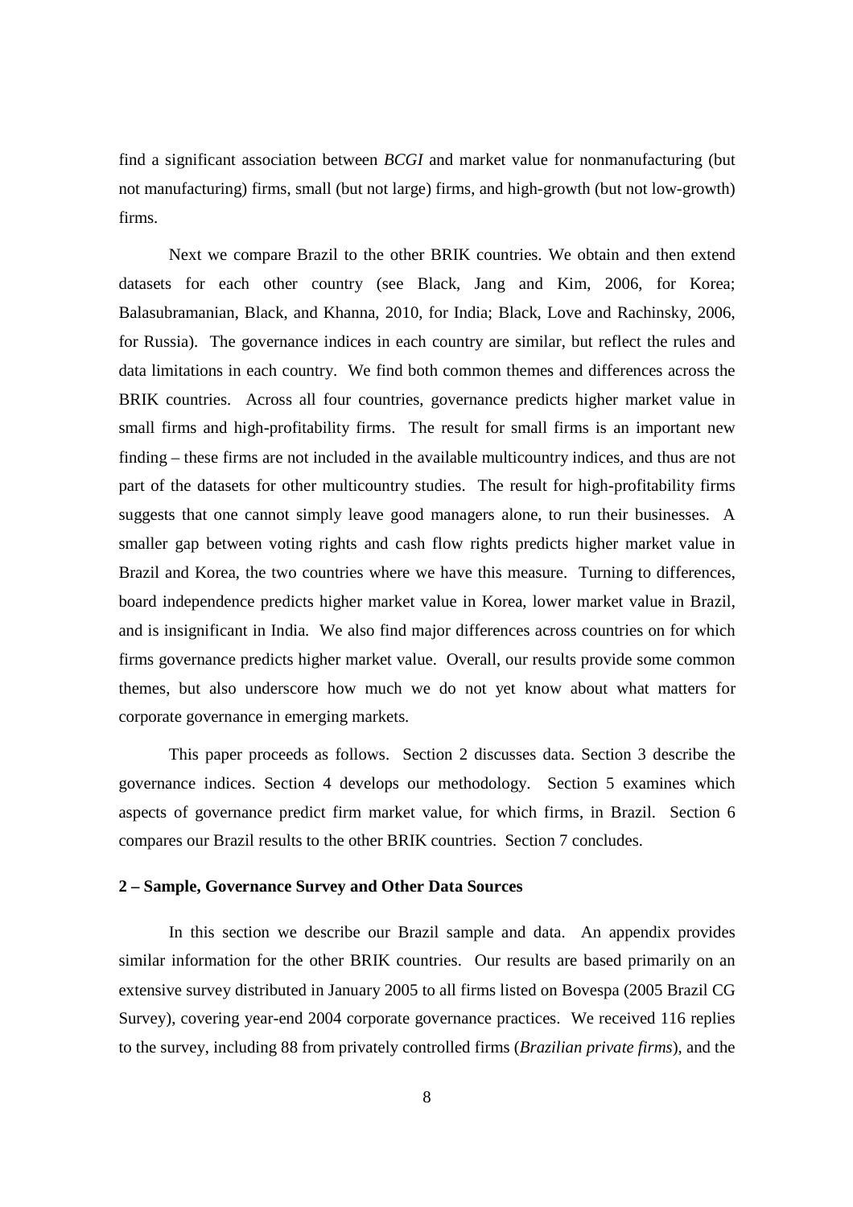find a significant association between *BCGI* and market value for nonmanufacturing (but not manufacturing) firms, small (but not large) firms, and high-growth (but not low-growth) firms.

Next we compare Brazil to the other BRIK countries. We obtain and then extend datasets for each other country (see Black, Jang and Kim, 2006, for Korea; Balasubramanian, Black, and Khanna, 2010, for India; Black, Love and Rachinsky, 2006, for Russia). The governance indices in each country are similar, but reflect the rules and data limitations in each country. We find both common themes and differences across the BRIK countries. Across all four countries, governance predicts higher market value in small firms and high-profitability firms. The result for small firms is an important new finding – these firms are not included in the available multicountry indices, and thus are not part of the datasets for other multicountry studies. The result for high-profitability firms suggests that one cannot simply leave good managers alone, to run their businesses. A smaller gap between voting rights and cash flow rights predicts higher market value in Brazil and Korea, the two countries where we have this measure. Turning to differences, board independence predicts higher market value in Korea, lower market value in Brazil, and is insignificant in India. We also find major differences across countries on for which firms governance predicts higher market value. Overall, our results provide some common themes, but also underscore how much we do not yet know about what matters for corporate governance in emerging markets.

This paper proceeds as follows. Section 2 discusses data. Section 3 describe the governance indices. Section 4 develops our methodology. Section 5 examines which aspects of governance predict firm market value, for which firms, in Brazil. Section 6 compares our Brazil results to the other BRIK countries. Section 7 concludes.

## 2 – Sample, Governance Survey and Other Data Sources

In this section we describe our Brazil sample and data. An appendix provides similar information for the other BRIK countries. Our results are based primarily on an extensive survey distributed in January 2005 to all firms listed on Bovespa (2005 Brazil CG Survey), covering year-end 2004 corporate governance practices. We received 116 replies to the survey, including 88 from privately controlled firms (*Brazilian private firms*), and the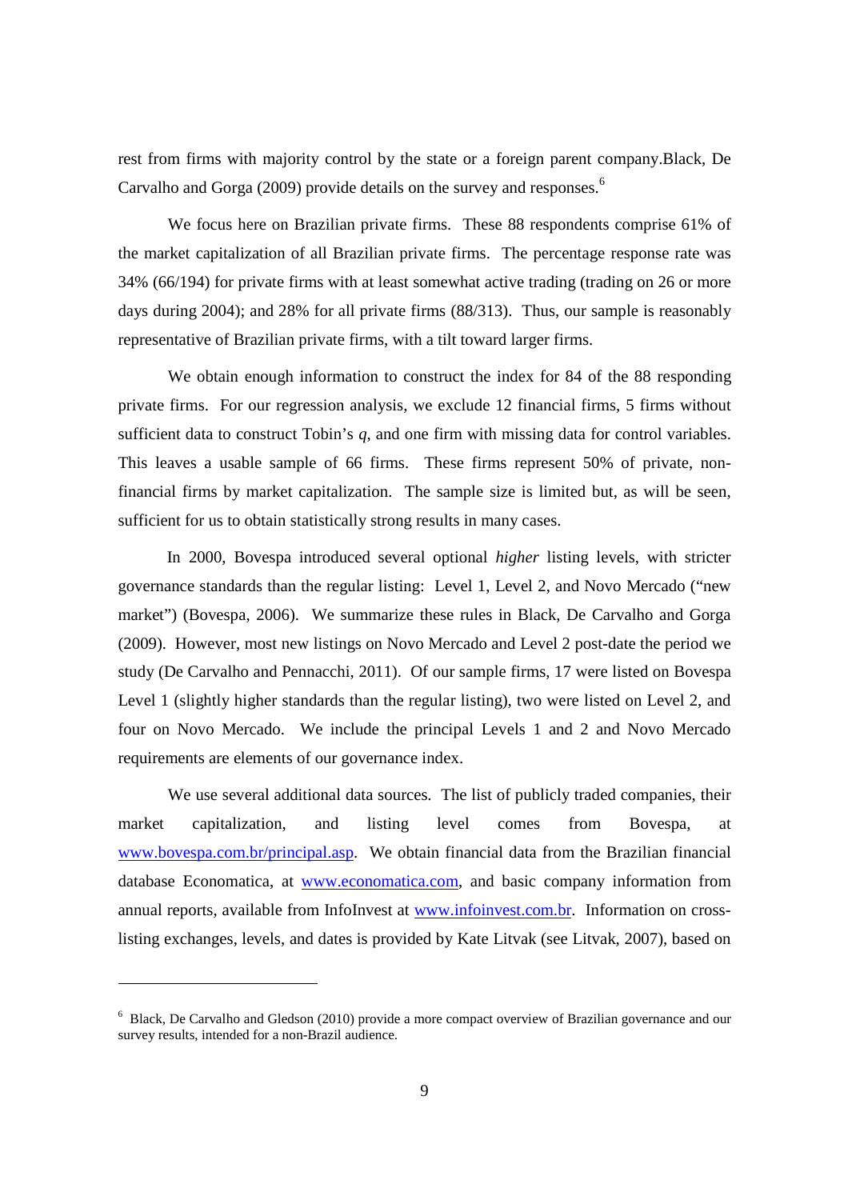rest from firms with majority control by the state or a foreign parent company.Black, De Carvalho and Gorga (2009) provide details on the survey and responses.[6]

We focus here on Brazilian private firms. These 88 respondents comprise 61% of the market capitalization of all Brazilian private firms. The percentage response rate was 34% (66/194) for private firms with at least somewhat active trading (trading on 26 or more days during 2004); and 28% for all private firms (88/313). Thus, our sample is reasonably representative of Brazilian private firms, with a tilt toward larger firms.

We obtain enough information to construct the index for 84 of the 88 responding private firms. For our regression analysis, we exclude 12 financial firms, 5 firms without sufficient data to construct Tobin's *q*, and one firm with missing data for control variables. This leaves a usable sample of 66 firms. These firms represent 50% of private, non-financial firms by market capitalization. The sample size is limited but, as will be seen, sufficient for us to obtain statistically strong results in many cases.

In 2000, Bovespa introduced several optional *higher* listing levels, with stricter governance standards than the regular listing: Level 1, Level 2, and Novo Mercado ("new market") (Bovespa, 2006). We summarize these rules in Black, De Carvalho and Gorga (2009). However, most new listings on Novo Mercado and Level 2 post-date the period we study (De Carvalho and Pennacchi, 2011). Of our sample firms, 17 were listed on Bovespa Level 1 (slightly higher standards than the regular listing), two were listed on Level 2, and four on Novo Mercado. We include the principal Levels 1 and 2 and Novo Mercado requirements are elements of our governance index.

We use several additional data sources. The list of publicly traded companies, their market capitalization, and listing level comes from Bovespa, at www.bovespa.com.br/principal.asp. We obtain financial data from the Brazilian financial database Economatica, at www.economatica.com, and basic company information from annual reports, available from InfoInvest at www.infoinvest.com.br. Information on cross-listing exchanges, levels, and dates is provided by Kate Litvak (see Litvak, 2007), based on

[6] Black, De Carvalho and Gledson (2010) provide a more compact overview of Brazilian governance and our survey results, intended for a non-Brazil audience.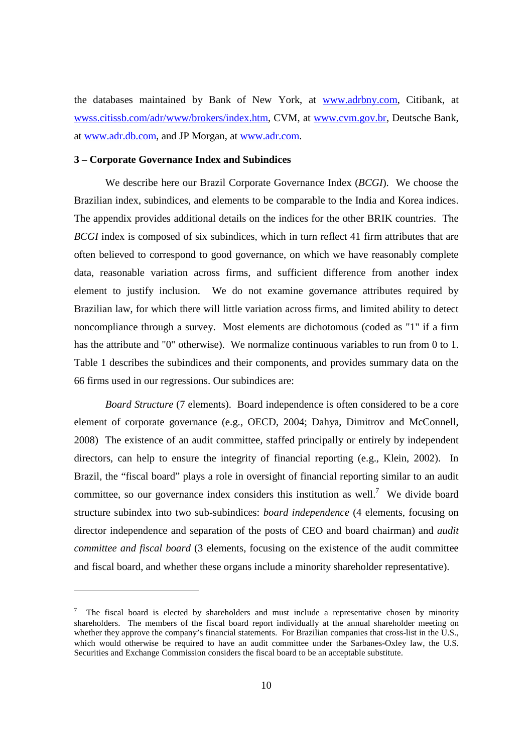the databases maintained by Bank of New York, at www.adrbny.com, Citibank, at wwss.citissb.com/adr/www/brokers/index.htm, CVM, at www.cvm.gov.br, Deutsche Bank, at www.adr.db.com, and JP Morgan, at www.adr.com.

## 3 – Corporate Governance Index and Subindices

We describe here our Brazil Corporate Governance Index (*BCGI*). We choose the Brazilian index, subindices, and elements to be comparable to the India and Korea indices. The appendix provides additional details on the indices for the other BRIK countries. The *BCGI* index is composed of six subindices, which in turn reflect 41 firm attributes that are often believed to correspond to good governance, on which we have reasonably complete data, reasonable variation across firms, and sufficient difference from another index element to justify inclusion. We do not examine governance attributes required by Brazilian law, for which there will little variation across firms, and limited ability to detect noncompliance through a survey. Most elements are dichotomous (coded as "1" if a firm has the attribute and "0" otherwise). We normalize continuous variables to run from 0 to 1. Table 1 describes the subindices and their components, and provides summary data on the 66 firms used in our regressions. Our subindices are:

*Board Structure* (7 elements). Board independence is often considered to be a core element of corporate governance (e.g., OECD, 2004; Dahya, Dimitrov and McConnell, 2008) The existence of an audit committee, staffed principally or entirely by independent directors, can help to ensure the integrity of financial reporting (e.g., Klein, 2002). In Brazil, the "fiscal board" plays a role in oversight of financial reporting similar to an audit committee, so our governance index considers this institution as well.[7] We divide board structure subindex into two sub-subindices: *board independence* (4 elements, focusing on director independence and separation of the posts of CEO and board chairman) and *audit committee and fiscal board* (3 elements, focusing on the existence of the audit committee and fiscal board, and whether these organs include a minority shareholder representative).

---

[7] The fiscal board is elected by shareholders and must include a representative chosen by minority shareholders. The members of the fiscal board report individually at the annual shareholder meeting on whether they approve the company's financial statements. For Brazilian companies that cross-list in the U.S., which would otherwise be required to have an audit committee under the Sarbanes-Oxley law, the U.S. Securities and Exchange Commission considers the fiscal board to be an acceptable substitute.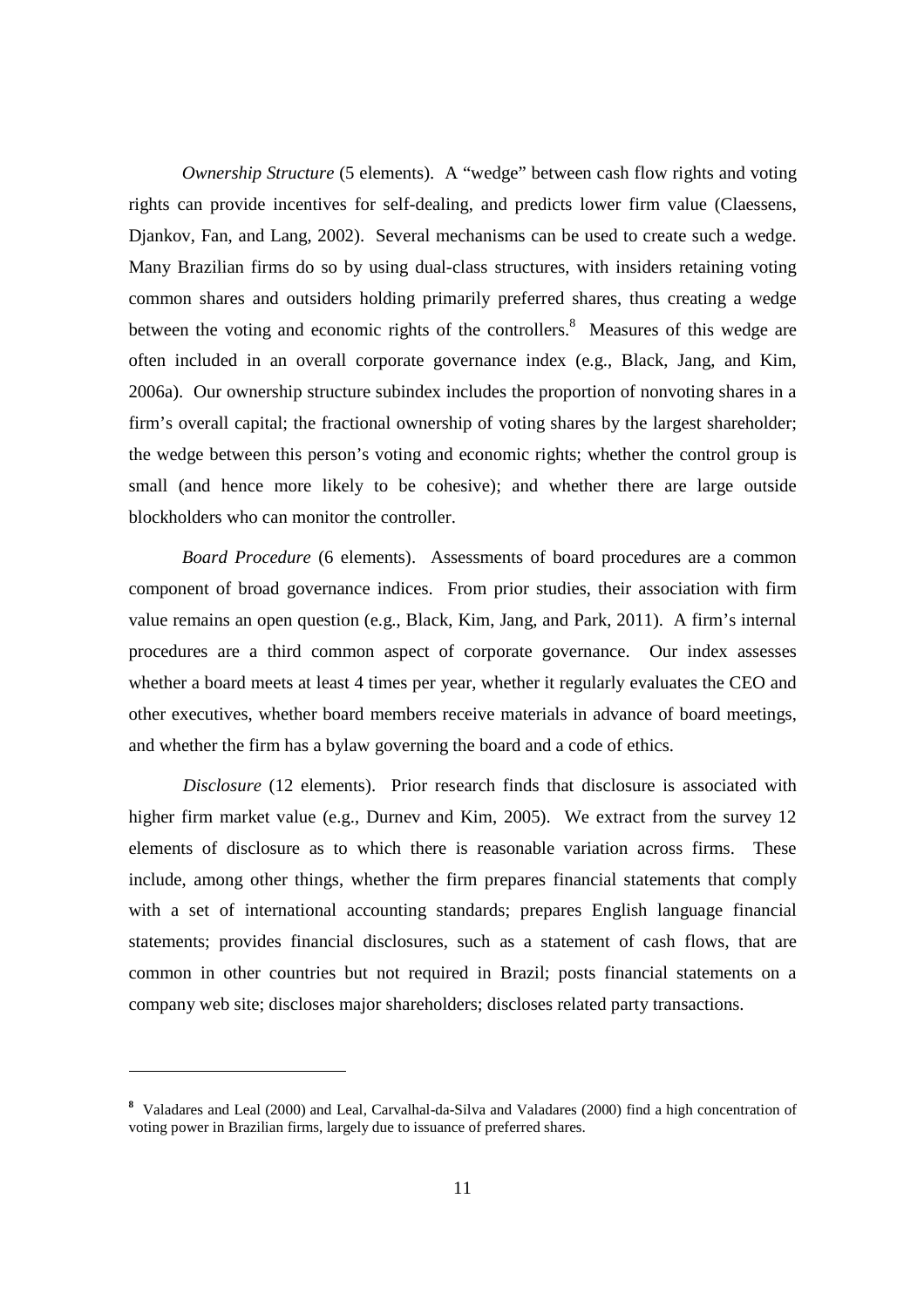*Ownership Structure* (5 elements). A "wedge" between cash flow rights and voting rights can provide incentives for self-dealing, and predicts lower firm value (Claessens, Djankov, Fan, and Lang, 2002). Several mechanisms can be used to create such a wedge. Many Brazilian firms do so by using dual-class structures, with insiders retaining voting common shares and outsiders holding primarily preferred shares, thus creating a wedge between the voting and economic rights of the controllers.[8] Measures of this wedge are often included in an overall corporate governance index (e.g., Black, Jang, and Kim, 2006a). Our ownership structure subindex includes the proportion of nonvoting shares in a firm's overall capital; the fractional ownership of voting shares by the largest shareholder; the wedge between this person's voting and economic rights; whether the control group is small (and hence more likely to be cohesive); and whether there are large outside blockholders who can monitor the controller.

*Board Procedure* (6 elements). Assessments of board procedures are a common component of broad governance indices. From prior studies, their association with firm value remains an open question (e.g., Black, Kim, Jang, and Park, 2011). A firm's internal procedures are a third common aspect of corporate governance. Our index assesses whether a board meets at least 4 times per year, whether it regularly evaluates the CEO and other executives, whether board members receive materials in advance of board meetings, and whether the firm has a bylaw governing the board and a code of ethics.

*Disclosure* (12 elements). Prior research finds that disclosure is associated with higher firm market value (e.g., Durnev and Kim, 2005). We extract from the survey 12 elements of disclosure as to which there is reasonable variation across firms. These include, among other things, whether the firm prepares financial statements that comply with a set of international accounting standards; prepares English language financial statements; provides financial disclosures, such as a statement of cash flows, that are common in other countries but not required in Brazil; posts financial statements on a company web site; discloses major shareholders; discloses related party transactions.

---

**8** Valadares and Leal (2000) and Leal, Carvalhal-da-Silva and Valadares (2000) find a high concentration of voting power in Brazilian firms, largely due to issuance of preferred shares.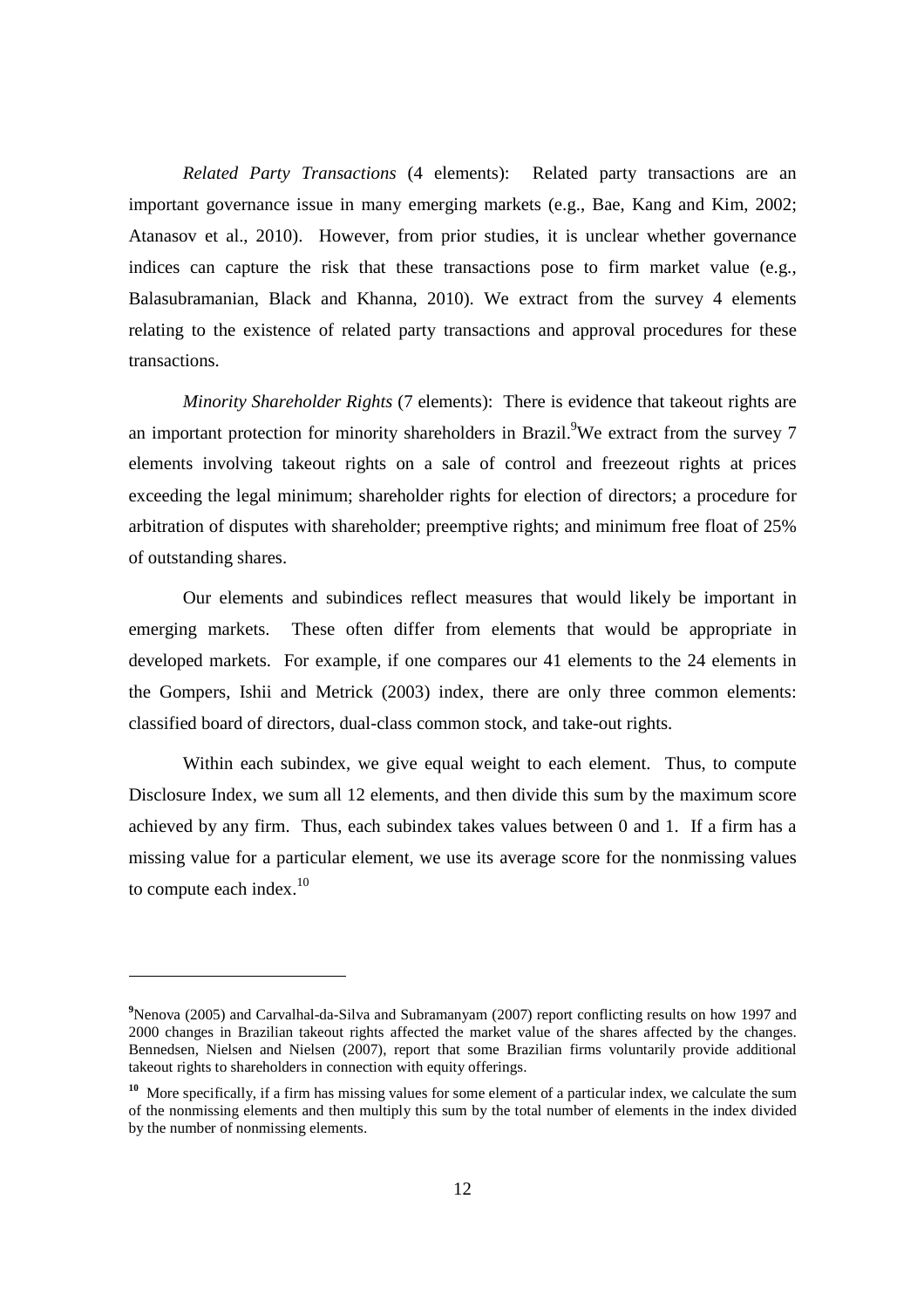*Related Party Transactions* (4 elements): Related party transactions are an important governance issue in many emerging markets (e.g., Bae, Kang and Kim, 2002; Atanasov et al., 2010). However, from prior studies, it is unclear whether governance indices can capture the risk that these transactions pose to firm market value (e.g., Balasubramanian, Black and Khanna, 2010). We extract from the survey 4 elements relating to the existence of related party transactions and approval procedures for these transactions.

*Minority Shareholder Rights* (7 elements): There is evidence that takeout rights are an important protection for minority shareholders in Brazil.[9] We extract from the survey 7 elements involving takeout rights on a sale of control and freezeout rights at prices exceeding the legal minimum; shareholder rights for election of directors; a procedure for arbitration of disputes with shareholder; preemptive rights; and minimum free float of 25% of outstanding shares.

Our elements and subindices reflect measures that would likely be important in emerging markets. These often differ from elements that would be appropriate in developed markets. For example, if one compares our 41 elements to the 24 elements in the Gompers, Ishii and Metrick (2003) index, there are only three common elements: classified board of directors, dual-class common stock, and take-out rights.

Within each subindex, we give equal weight to each element. Thus, to compute Disclosure Index, we sum all 12 elements, and then divide this sum by the maximum score achieved by any firm. Thus, each subindex takes values between 0 and 1. If a firm has a missing value for a particular element, we use its average score for the nonmissing values to compute each index.[10]

---

[9] Nenova (2005) and Carvalhal-da-Silva and Subramanyam (2007) report conflicting results on how 1997 and 2000 changes in Brazilian takeout rights affected the market value of the shares affected by the changes. Bennedsen, Nielsen and Nielsen (2007), report that some Brazilian firms voluntarily provide additional takeout rights to shareholders in connection with equity offerings.

[10] More specifically, if a firm has missing values for some element of a particular index, we calculate the sum of the nonmissing elements and then multiply this sum by the total number of elements in the index divided by the number of nonmissing elements.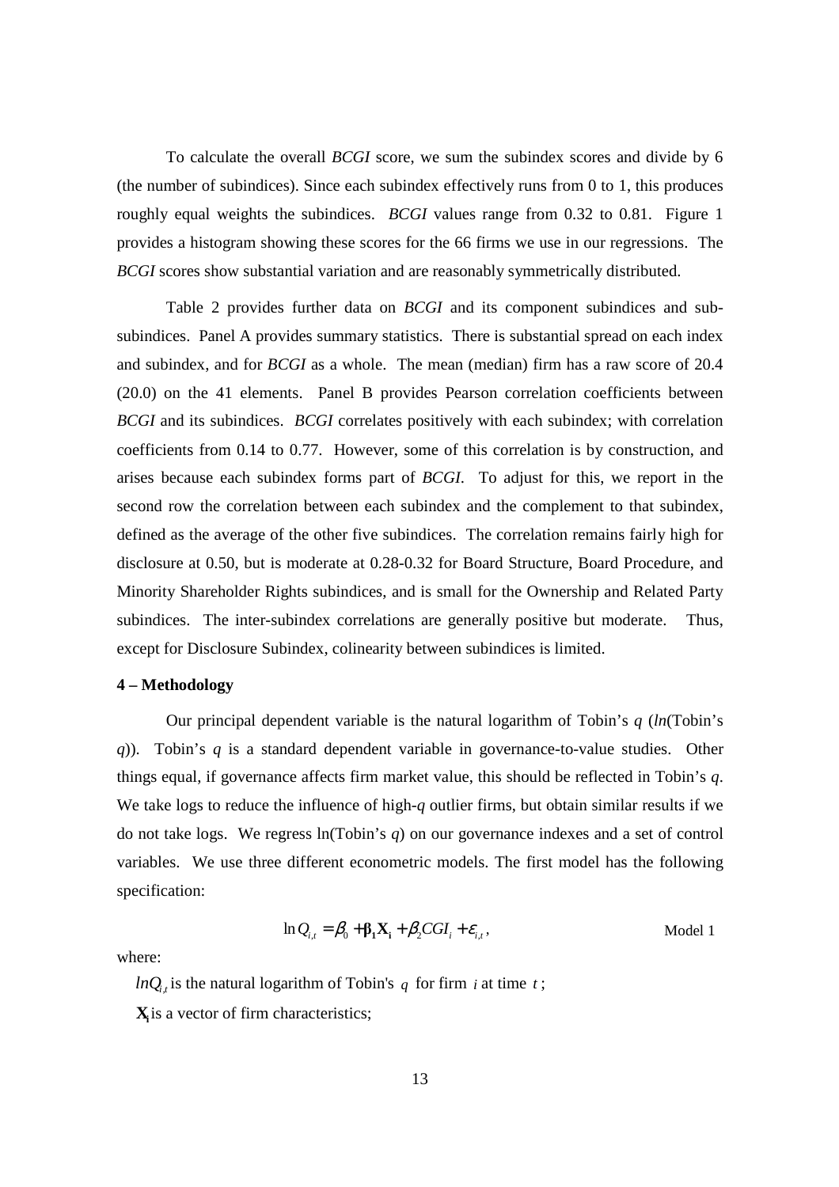To calculate the overall *BCGI* score, we sum the subindex scores and divide by 6 (the number of subindices). Since each subindex effectively runs from 0 to 1, this produces roughly equal weights the subindices. *BCGI* values range from 0.32 to 0.81. Figure 1 provides a histogram showing these scores for the 66 firms we use in our regressions. The *BCGI* scores show substantial variation and are reasonably symmetrically distributed.

Table 2 provides further data on *BCGI* and its component subindices and sub-subindices. Panel A provides summary statistics. There is substantial spread on each index and subindex, and for *BCGI* as a whole. The mean (median) firm has a raw score of 20.4 (20.0) on the 41 elements. Panel B provides Pearson correlation coefficients between *BCGI* and its subindices. *BCGI* correlates positively with each subindex; with correlation coefficients from 0.14 to 0.77. However, some of this correlation is by construction, and arises because each subindex forms part of *BCGI*. To adjust for this, we report in the second row the correlation between each subindex and the complement to that subindex, defined as the average of the other five subindices. The correlation remains fairly high for disclosure at 0.50, but is moderate at 0.28-0.32 for Board Structure, Board Procedure, and Minority Shareholder Rights subindices, and is small for the Ownership and Related Party subindices. The inter-subindex correlations are generally positive but moderate. Thus, except for Disclosure Subindex, colinearity between subindices is limited.

**4 – Methodology**

Our principal dependent variable is the natural logarithm of Tobin's $q$ (*ln*(Tobin's $q$)). Tobin's $q$ is a standard dependent variable in governance-to-value studies. Other things equal, if governance affects firm market value, this should be reflected in Tobin's $q$. We take logs to reduce the influence of high-$q$ outlier firms, but obtain similar results if we do not take logs. We regress ln(Tobin's $q$) on our governance indexes and a set of control variables. We use three different econometric models. The first model has the following specification:

$$\ln Q_{i,t} = \beta_0 + \boldsymbol{\beta}_1 \mathbf{X}_i + \beta_2 CGI_i + \varepsilon_{i,t}, \qquad \text{Model 1}$$

where:

$lnQ_{i,t}$ is the natural logarithm of Tobin's $q$ for firm $i$ at time $t$;

$\mathbf{X}_i$ is a vector of firm characteristics;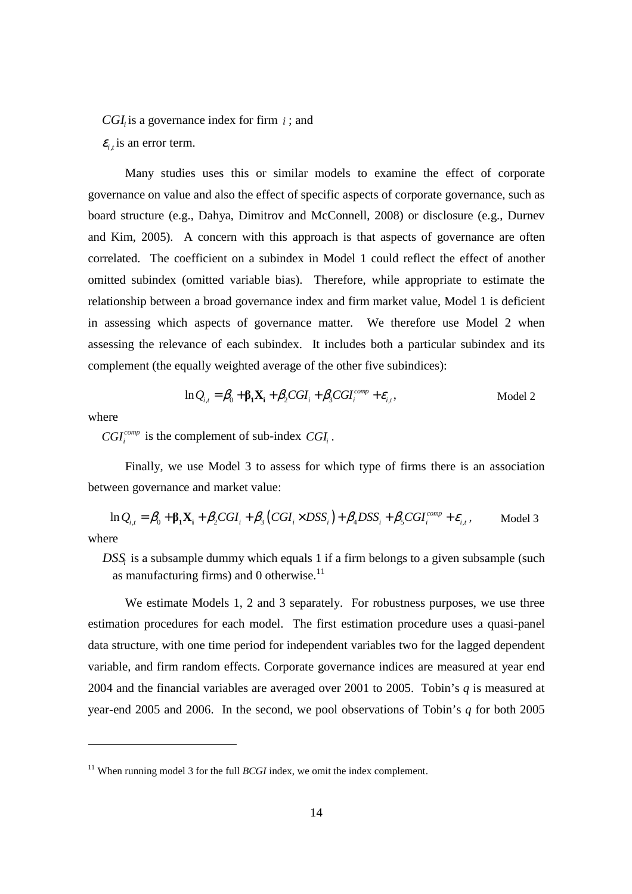$CGI_i$ is a governance index for firm $i$ ; and

$\varepsilon_{i,t}$ is an error term.

Many studies uses this or similar models to examine the effect of corporate governance on value and also the effect of specific aspects of corporate governance, such as board structure (e.g., Dahya, Dimitrov and McConnell, 2008) or disclosure (e.g., Durnev and Kim, 2005). A concern with this approach is that aspects of governance are often correlated. The coefficient on a subindex in Model 1 could reflect the effect of another omitted subindex (omitted variable bias). Therefore, while appropriate to estimate the relationship between a broad governance index and firm market value, Model 1 is deficient in assessing which aspects of governance matter. We therefore use Model 2 when assessing the relevance of each subindex. It includes both a particular subindex and its complement (the equally weighted average of the other five subindices):

$$\ln Q_{i,t} = \beta_0 + \boldsymbol{\beta}_1 \mathbf{X}_i + \beta_2 CGI_i + \beta_3 CGI_i^{comp} + \varepsilon_{i,t}, \qquad \text{Model 2}$$

where

$CGI_i^{comp}$ is the complement of sub-index $CGI_i$.

Finally, we use Model 3 to assess for which type of firms there is an association between governance and market value:

$$\ln Q_{i,t} = \beta_0 + \boldsymbol{\beta}_1 \mathbf{X}_i + \beta_2 CGI_i + \beta_3 \left( CGI_i \times DSS_i \right) + \beta_4 DSS_i + \beta_5 CGI_i^{comp} + \varepsilon_{i,t}, \qquad \text{Model 3}$$

where

$DSS_i$ is a subsample dummy which equals 1 if a firm belongs to a given subsample (such as manufacturing firms) and 0 otherwise.[11]

We estimate Models 1, 2 and 3 separately. For robustness purposes, we use three estimation procedures for each model. The first estimation procedure uses a quasi-panel data structure, with one time period for independent variables two for the lagged dependent variable, and firm random effects. Corporate governance indices are measured at year end 2004 and the financial variables are averaged over 2001 to 2005. Tobin's *q* is measured at year-end 2005 and 2006. In the second, we pool observations of Tobin's *q* for both 2005

[11] When running model 3 for the full *BCGI* index, we omit the index complement.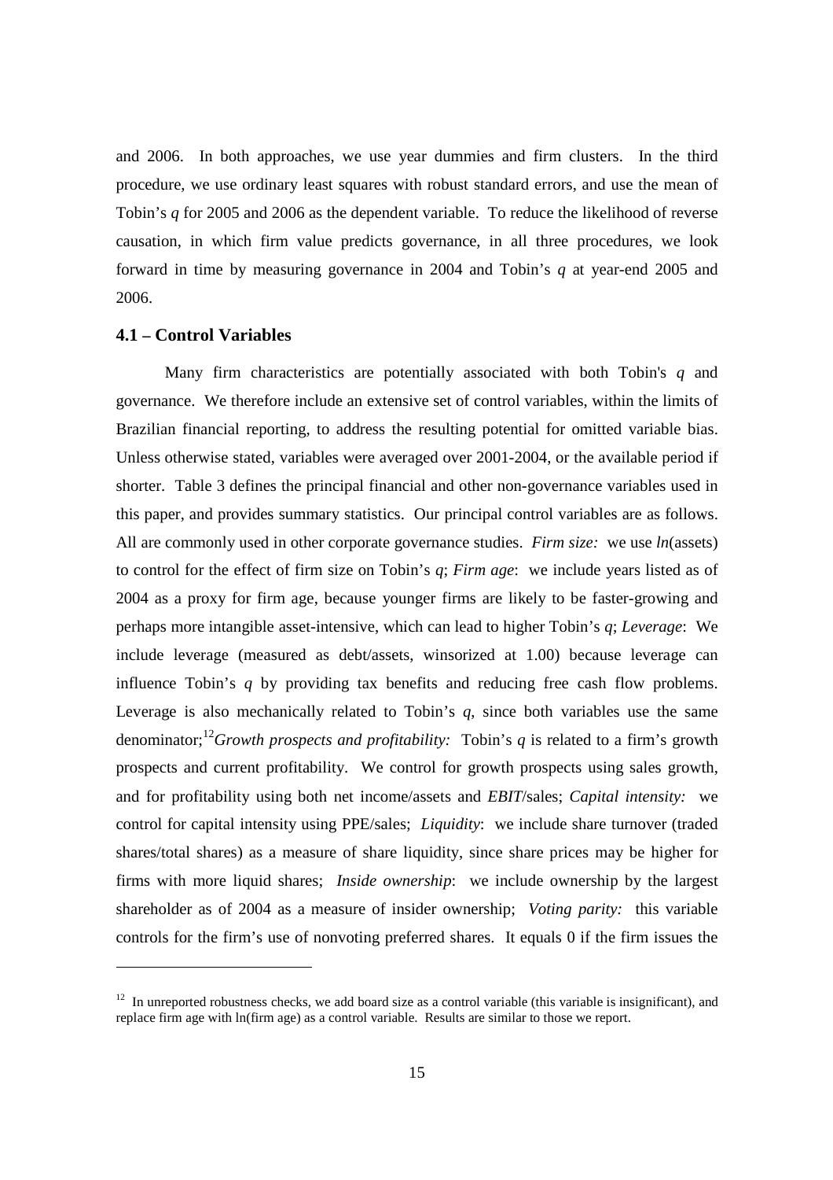and 2006. In both approaches, we use year dummies and firm clusters. In the third procedure, we use ordinary least squares with robust standard errors, and use the mean of Tobin's $q$ for 2005 and 2006 as the dependent variable. To reduce the likelihood of reverse causation, in which firm value predicts governance, in all three procedures, we look forward in time by measuring governance in 2004 and Tobin's $q$ at year-end 2005 and 2006.

### 4.1 – Control Variables

Many firm characteristics are potentially associated with both Tobin's $q$ and governance. We therefore include an extensive set of control variables, within the limits of Brazilian financial reporting, to address the resulting potential for omitted variable bias. Unless otherwise stated, variables were averaged over 2001-2004, or the available period if shorter. Table 3 defines the principal financial and other non-governance variables used in this paper, and provides summary statistics. Our principal control variables are as follows. All are commonly used in other corporate governance studies. *Firm size:* we use *ln*(assets) to control for the effect of firm size on Tobin's $q$; *Firm age*: we include years listed as of 2004 as a proxy for firm age, because younger firms are likely to be faster-growing and perhaps more intangible asset-intensive, which can lead to higher Tobin's $q$; *Leverage*: We include leverage (measured as debt/assets, winsorized at 1.00) because leverage can influence Tobin's $q$ by providing tax benefits and reducing free cash flow problems. Leverage is also mechanically related to Tobin's $q$, since both variables use the same denominator;[12] *Growth prospects and profitability:* Tobin's $q$ is related to a firm's growth prospects and current profitability. We control for growth prospects using sales growth, and for profitability using both net income/assets and *EBIT*/sales; *Capital intensity:* we control for capital intensity using PPE/sales; *Liquidity*: we include share turnover (traded shares/total shares) as a measure of share liquidity, since share prices may be higher for firms with more liquid shares; *Inside ownership*: we include ownership by the largest shareholder as of 2004 as a measure of insider ownership; *Voting parity:* this variable controls for the firm's use of nonvoting preferred shares. It equals 0 if the firm issues the

[12] In unreported robustness checks, we add board size as a control variable (this variable is insignificant), and replace firm age with ln(firm age) as a control variable. Results are similar to those we report.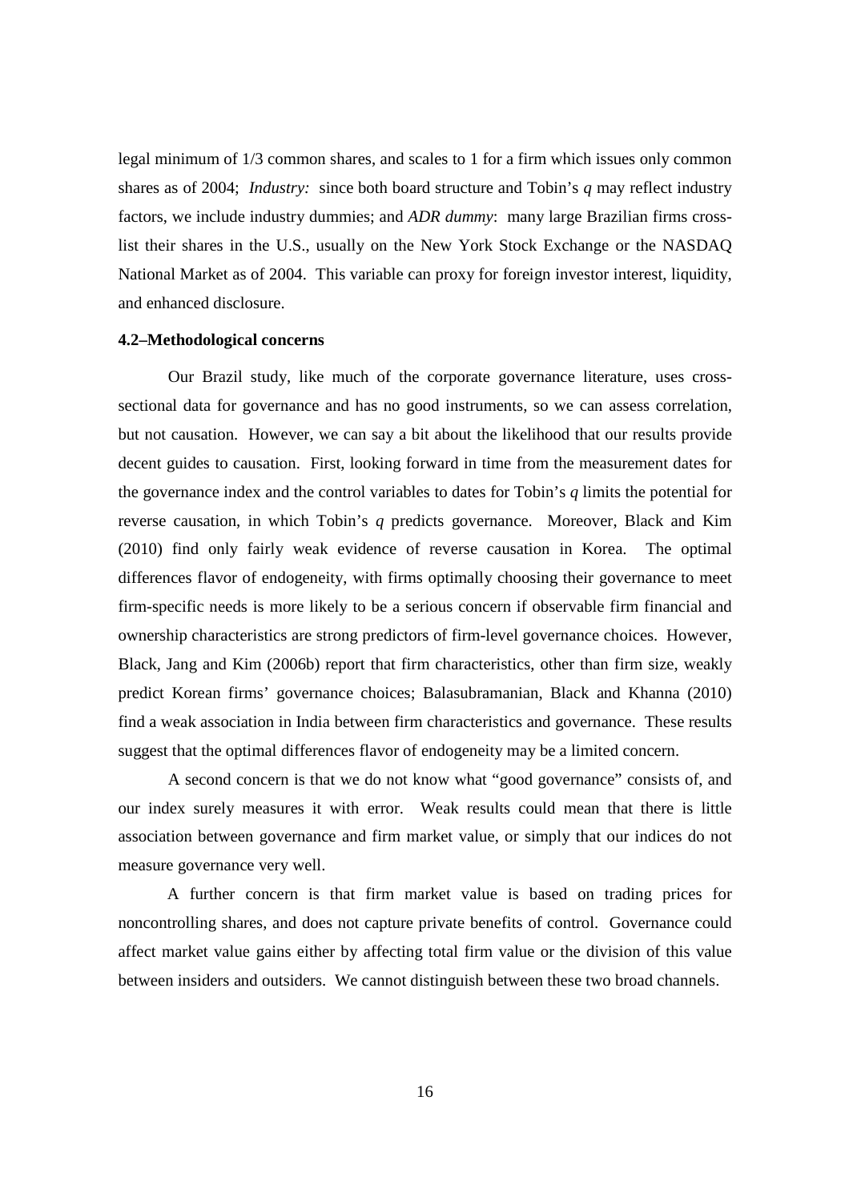legal minimum of 1/3 common shares, and scales to 1 for a firm which issues only common shares as of 2004; *Industry:* since both board structure and Tobin's *q* may reflect industry factors, we include industry dummies; and *ADR dummy*: many large Brazilian firms cross-list their shares in the U.S., usually on the New York Stock Exchange or the NASDAQ National Market as of 2004. This variable can proxy for foreign investor interest, liquidity, and enhanced disclosure.

### 4.2–Methodological concerns

Our Brazil study, like much of the corporate governance literature, uses cross-sectional data for governance and has no good instruments, so we can assess correlation, but not causation. However, we can say a bit about the likelihood that our results provide decent guides to causation. First, looking forward in time from the measurement dates for the governance index and the control variables to dates for Tobin's *q* limits the potential for reverse causation, in which Tobin's *q* predicts governance. Moreover, Black and Kim (2010) find only fairly weak evidence of reverse causation in Korea. The optimal differences flavor of endogeneity, with firms optimally choosing their governance to meet firm-specific needs is more likely to be a serious concern if observable firm financial and ownership characteristics are strong predictors of firm-level governance choices. However, Black, Jang and Kim (2006b) report that firm characteristics, other than firm size, weakly predict Korean firms' governance choices; Balasubramanian, Black and Khanna (2010) find a weak association in India between firm characteristics and governance. These results suggest that the optimal differences flavor of endogeneity may be a limited concern.

A second concern is that we do not know what "good governance" consists of, and our index surely measures it with error. Weak results could mean that there is little association between governance and firm market value, or simply that our indices do not measure governance very well.

A further concern is that firm market value is based on trading prices for noncontrolling shares, and does not capture private benefits of control. Governance could affect market value gains either by affecting total firm value or the division of this value between insiders and outsiders. We cannot distinguish between these two broad channels.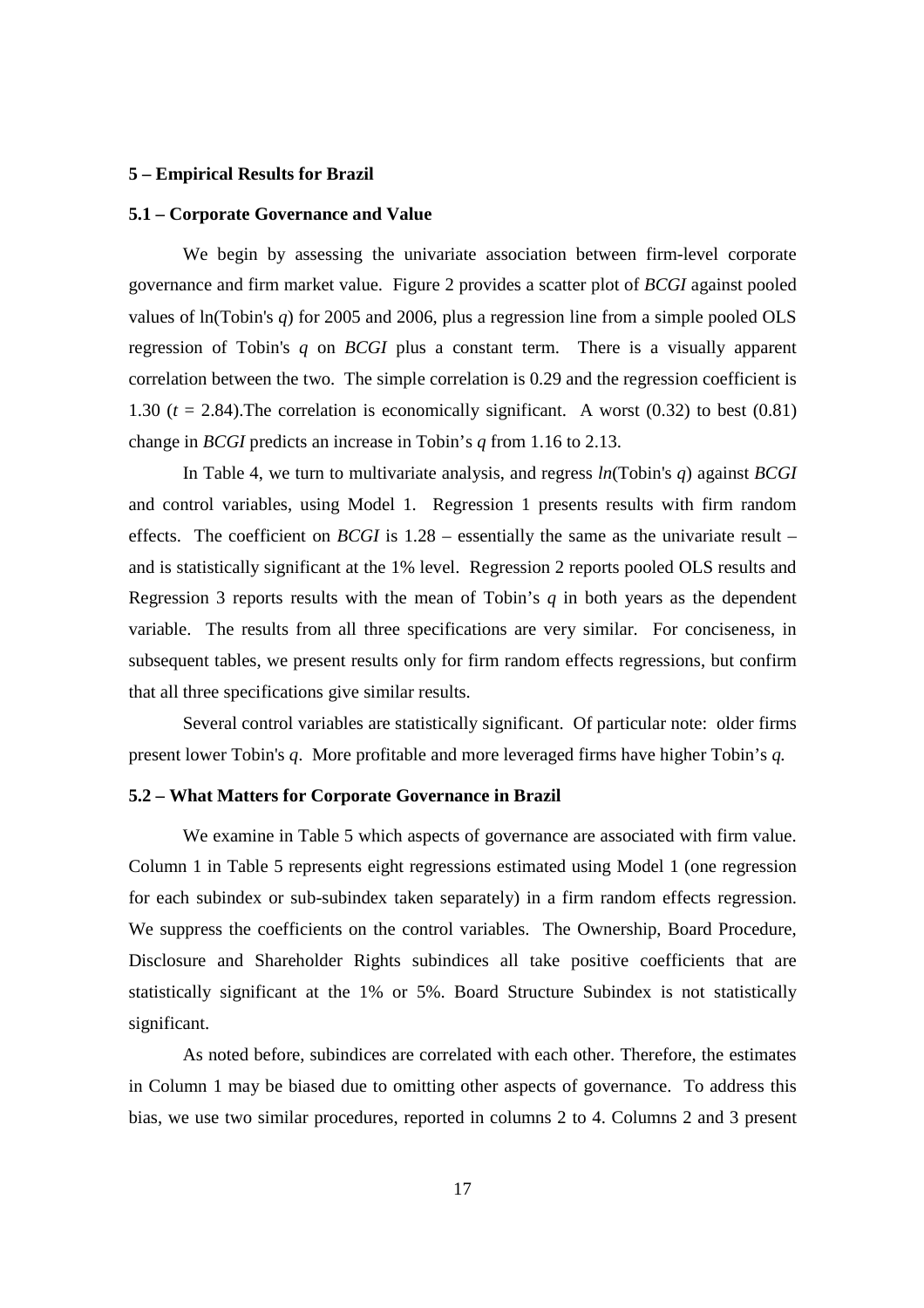## 5 – Empirical Results for Brazil

### 5.1 – Corporate Governance and Value

We begin by assessing the univariate association between firm-level corporate governance and firm market value. Figure 2 provides a scatter plot of *BCGI* against pooled values of ln(Tobin's *q*) for 2005 and 2006, plus a regression line from a simple pooled OLS regression of Tobin's *q* on *BCGI* plus a constant term. There is a visually apparent correlation between the two. The simple correlation is 0.29 and the regression coefficient is 1.30 ($t$ = 2.84).The correlation is economically significant. A worst (0.32) to best (0.81) change in *BCGI* predicts an increase in Tobin's *q* from 1.16 to 2.13.

In Table 4, we turn to multivariate analysis, and regress *ln*(Tobin's *q*) against *BCGI* and control variables, using Model 1. Regression 1 presents results with firm random effects. The coefficient on *BCGI* is 1.28 – essentially the same as the univariate result – and is statistically significant at the 1% level. Regression 2 reports pooled OLS results and Regression 3 reports results with the mean of Tobin's *q* in both years as the dependent variable. The results from all three specifications are very similar. For conciseness, in subsequent tables, we present results only for firm random effects regressions, but confirm that all three specifications give similar results.

Several control variables are statistically significant. Of particular note: older firms present lower Tobin's *q*. More profitable and more leveraged firms have higher Tobin's *q.*

### 5.2 – What Matters for Corporate Governance in Brazil

We examine in Table 5 which aspects of governance are associated with firm value. Column 1 in Table 5 represents eight regressions estimated using Model 1 (one regression for each subindex or sub-subindex taken separately) in a firm random effects regression. We suppress the coefficients on the control variables. The Ownership, Board Procedure, Disclosure and Shareholder Rights subindices all take positive coefficients that are statistically significant at the 1% or 5%. Board Structure Subindex is not statistically significant.

As noted before, subindices are correlated with each other. Therefore, the estimates in Column 1 may be biased due to omitting other aspects of governance. To address this bias, we use two similar procedures, reported in columns 2 to 4. Columns 2 and 3 present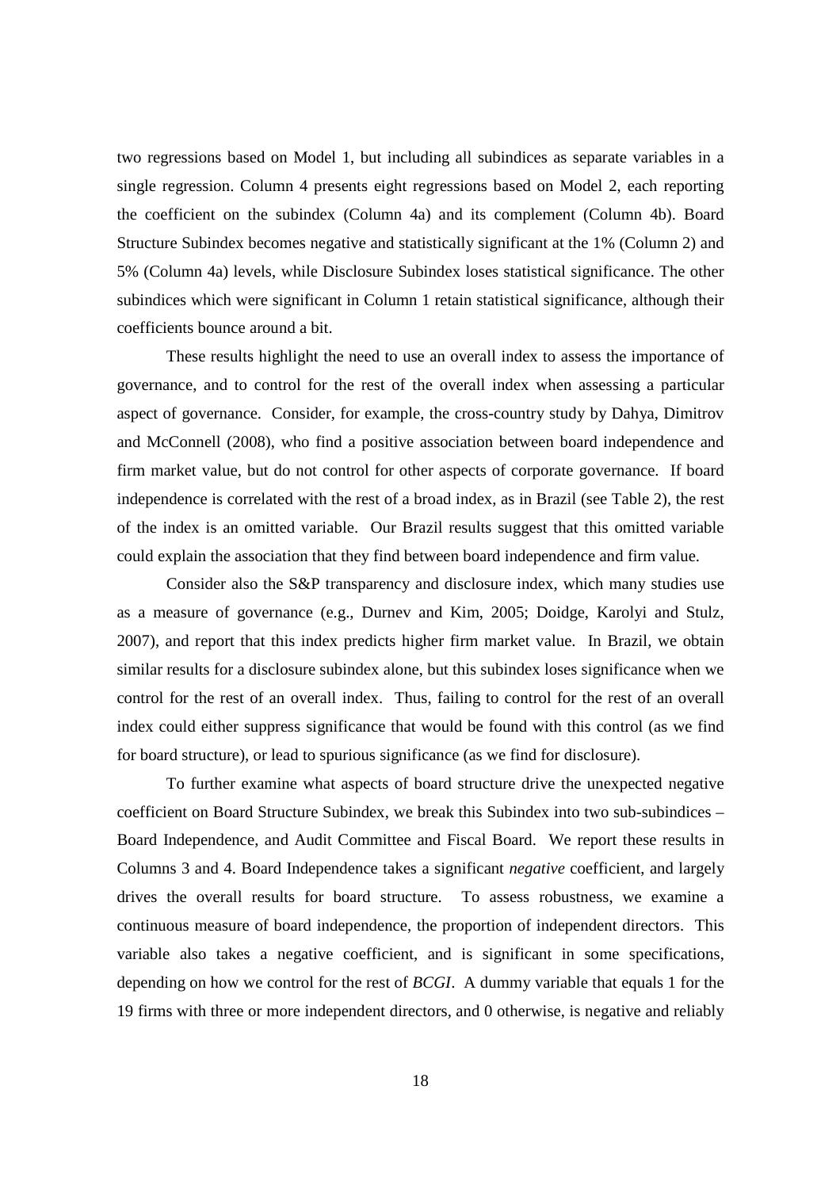two regressions based on Model 1, but including all subindices as separate variables in a single regression. Column 4 presents eight regressions based on Model 2, each reporting the coefficient on the subindex (Column 4a) and its complement (Column 4b). Board Structure Subindex becomes negative and statistically significant at the 1% (Column 2) and 5% (Column 4a) levels, while Disclosure Subindex loses statistical significance. The other subindices which were significant in Column 1 retain statistical significance, although their coefficients bounce around a bit.

These results highlight the need to use an overall index to assess the importance of governance, and to control for the rest of the overall index when assessing a particular aspect of governance. Consider, for example, the cross-country study by Dahya, Dimitrov and McConnell (2008), who find a positive association between board independence and firm market value, but do not control for other aspects of corporate governance. If board independence is correlated with the rest of a broad index, as in Brazil (see Table 2), the rest of the index is an omitted variable. Our Brazil results suggest that this omitted variable could explain the association that they find between board independence and firm value.

Consider also the S&P transparency and disclosure index, which many studies use as a measure of governance (e.g., Durnev and Kim, 2005; Doidge, Karolyi and Stulz, 2007), and report that this index predicts higher firm market value. In Brazil, we obtain similar results for a disclosure subindex alone, but this subindex loses significance when we control for the rest of an overall index. Thus, failing to control for the rest of an overall index could either suppress significance that would be found with this control (as we find for board structure), or lead to spurious significance (as we find for disclosure).

To further examine what aspects of board structure drive the unexpected negative coefficient on Board Structure Subindex, we break this Subindex into two sub-subindices – Board Independence, and Audit Committee and Fiscal Board. We report these results in Columns 3 and 4. Board Independence takes a significant *negative* coefficient, and largely drives the overall results for board structure. To assess robustness, we examine a continuous measure of board independence, the proportion of independent directors. This variable also takes a negative coefficient, and is significant in some specifications, depending on how we control for the rest of *BCGI*. A dummy variable that equals 1 for the 19 firms with three or more independent directors, and 0 otherwise, is negative and reliably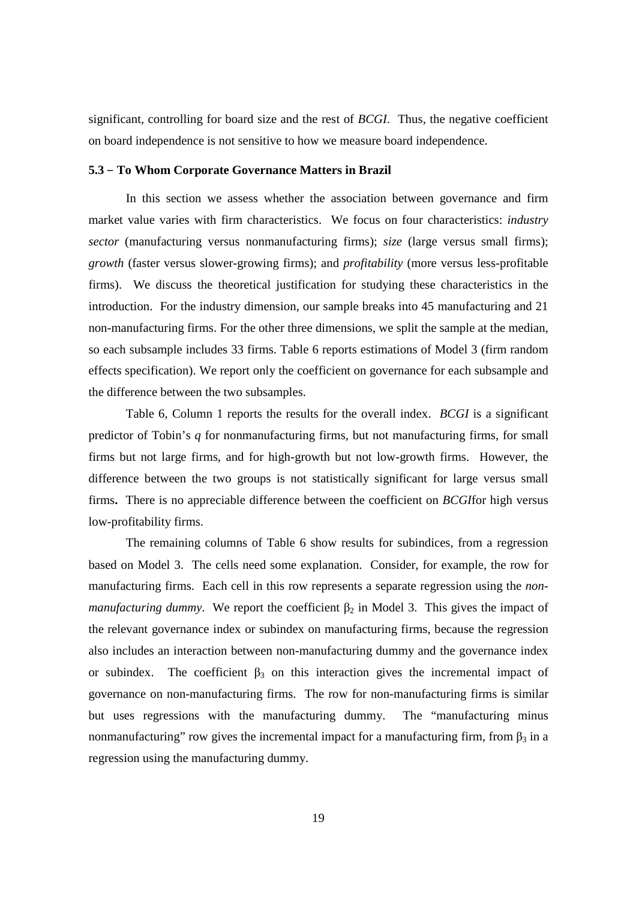significant, controlling for board size and the rest of *BCGI*. Thus, the negative coefficient on board independence is not sensitive to how we measure board independence.

### 5.3 – To Whom Corporate Governance Matters in Brazil

In this section we assess whether the association between governance and firm market value varies with firm characteristics. We focus on four characteristics: *industry sector* (manufacturing versus nonmanufacturing firms); *size* (large versus small firms); *growth* (faster versus slower-growing firms); and *profitability* (more versus less-profitable firms). We discuss the theoretical justification for studying these characteristics in the introduction. For the industry dimension, our sample breaks into 45 manufacturing and 21 non-manufacturing firms. For the other three dimensions, we split the sample at the median, so each subsample includes 33 firms. Table 6 reports estimations of Model 3 (firm random effects specification). We report only the coefficient on governance for each subsample and the difference between the two subsamples.

Table 6, Column 1 reports the results for the overall index. *BCGI* is a significant predictor of Tobin's *q* for nonmanufacturing firms, but not manufacturing firms, for small firms but not large firms, and for high-growth but not low-growth firms. However, the difference between the two groups is not statistically significant for large versus small firms**.** There is no appreciable difference between the coefficient on *BCGI*for high versus low-profitability firms.

The remaining columns of Table 6 show results for subindices, from a regression based on Model 3. The cells need some explanation. Consider, for example, the row for manufacturing firms. Each cell in this row represents a separate regression using the *non-manufacturing dummy*. We report the coefficient $\beta_2$ in Model 3. This gives the impact of the relevant governance index or subindex on manufacturing firms, because the regression also includes an interaction between non-manufacturing dummy and the governance index or subindex. The coefficient $\beta_3$ on this interaction gives the incremental impact of governance on non-manufacturing firms. The row for non-manufacturing firms is similar but uses regressions with the manufacturing dummy. The "manufacturing minus nonmanufacturing" row gives the incremental impact for a manufacturing firm, from $\beta_3$ in a regression using the manufacturing dummy.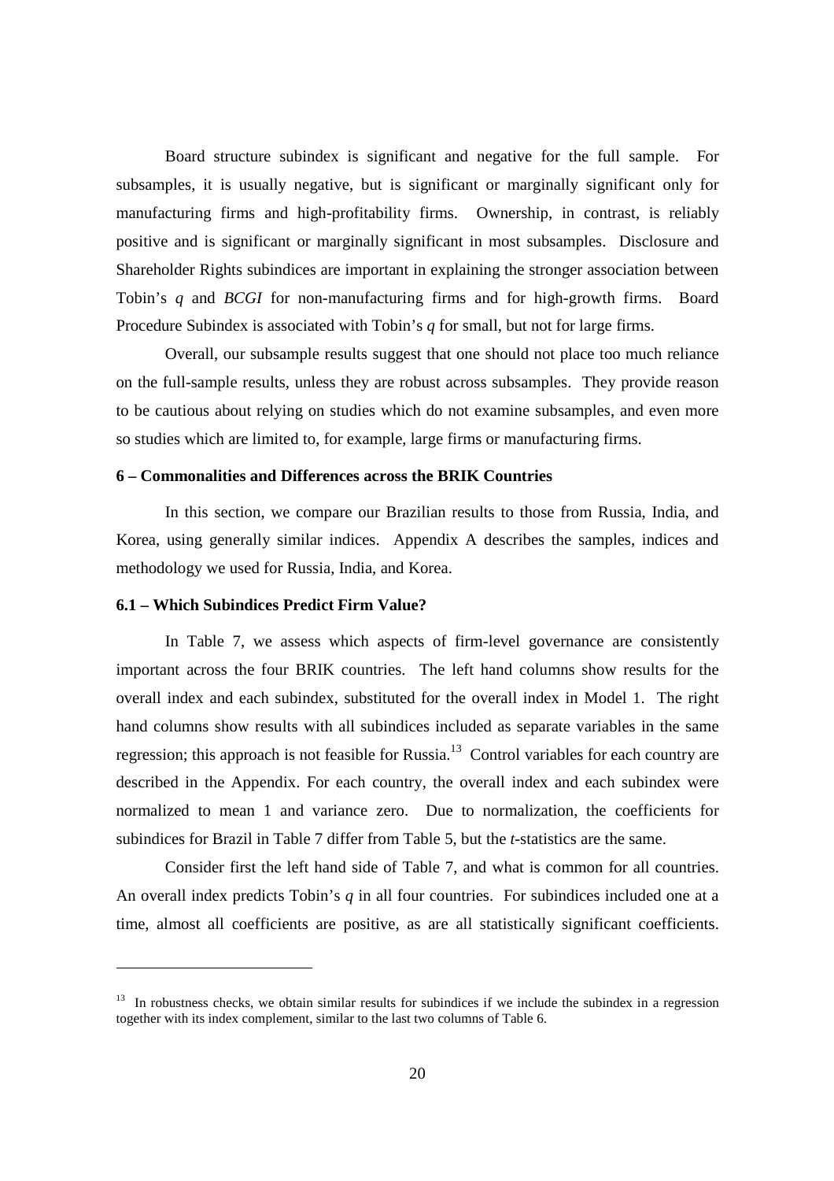Board structure subindex is significant and negative for the full sample. For subsamples, it is usually negative, but is significant or marginally significant only for manufacturing firms and high-profitability firms. Ownership, in contrast, is reliably positive and is significant or marginally significant in most subsamples. Disclosure and Shareholder Rights subindices are important in explaining the stronger association between Tobin's *q* and *BCGI* for non-manufacturing firms and for high-growth firms. Board Procedure Subindex is associated with Tobin's *q* for small, but not for large firms.

Overall, our subsample results suggest that one should not place too much reliance on the full-sample results, unless they are robust across subsamples. They provide reason to be cautious about relying on studies which do not examine subsamples, and even more so studies which are limited to, for example, large firms or manufacturing firms.

### 6 – Commonalities and Differences across the BRIK Countries

In this section, we compare our Brazilian results to those from Russia, India, and Korea, using generally similar indices. Appendix A describes the samples, indices and methodology we used for Russia, India, and Korea.

### 6.1 – Which Subindices Predict Firm Value?

In Table 7, we assess which aspects of firm-level governance are consistently important across the four BRIK countries. The left hand columns show results for the overall index and each subindex, substituted for the overall index in Model 1. The right hand columns show results with all subindices included as separate variables in the same regression; this approach is not feasible for Russia.[13] Control variables for each country are described in the Appendix. For each country, the overall index and each subindex were normalized to mean 1 and variance zero. Due to normalization, the coefficients for subindices for Brazil in Table 7 differ from Table 5, but the *t*-statistics are the same.

Consider first the left hand side of Table 7, and what is common for all countries. An overall index predicts Tobin's *q* in all four countries. For subindices included one at a time, almost all coefficients are positive, as are all statistically significant coefficients.

[13] In robustness checks, we obtain similar results for subindices if we include the subindex in a regression together with its index complement, similar to the last two columns of Table 6.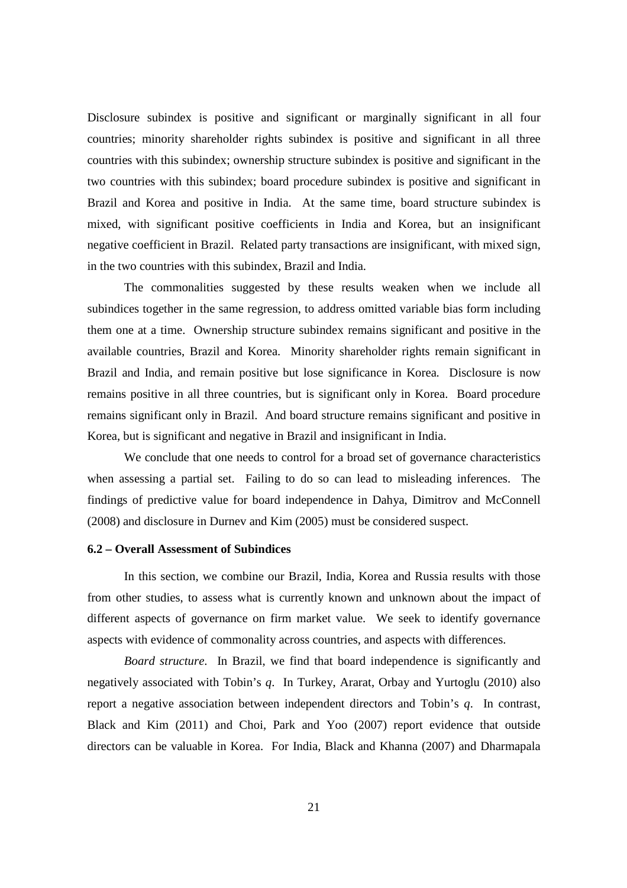Disclosure subindex is positive and significant or marginally significant in all four countries; minority shareholder rights subindex is positive and significant in all three countries with this subindex; ownership structure subindex is positive and significant in the two countries with this subindex; board procedure subindex is positive and significant in Brazil and Korea and positive in India. At the same time, board structure subindex is mixed, with significant positive coefficients in India and Korea, but an insignificant negative coefficient in Brazil. Related party transactions are insignificant, with mixed sign, in the two countries with this subindex, Brazil and India.

The commonalities suggested by these results weaken when we include all subindices together in the same regression, to address omitted variable bias form including them one at a time. Ownership structure subindex remains significant and positive in the available countries, Brazil and Korea. Minority shareholder rights remain significant in Brazil and India, and remain positive but lose significance in Korea. Disclosure is now remains positive in all three countries, but is significant only in Korea. Board procedure remains significant only in Brazil. And board structure remains significant and positive in Korea, but is significant and negative in Brazil and insignificant in India.

We conclude that one needs to control for a broad set of governance characteristics when assessing a partial set. Failing to do so can lead to misleading inferences. The findings of predictive value for board independence in Dahya, Dimitrov and McConnell (2008) and disclosure in Durnev and Kim (2005) must be considered suspect.

### 6.2 – Overall Assessment of Subindices

In this section, we combine our Brazil, India, Korea and Russia results with those from other studies, to assess what is currently known and unknown about the impact of different aspects of governance on firm market value. We seek to identify governance aspects with evidence of commonality across countries, and aspects with differences.

*Board structure*. In Brazil, we find that board independence is significantly and negatively associated with Tobin's *q*. In Turkey, Ararat, Orbay and Yurtoglu (2010) also report a negative association between independent directors and Tobin's *q*. In contrast, Black and Kim (2011) and Choi, Park and Yoo (2007) report evidence that outside directors can be valuable in Korea. For India, Black and Khanna (2007) and Dharmapala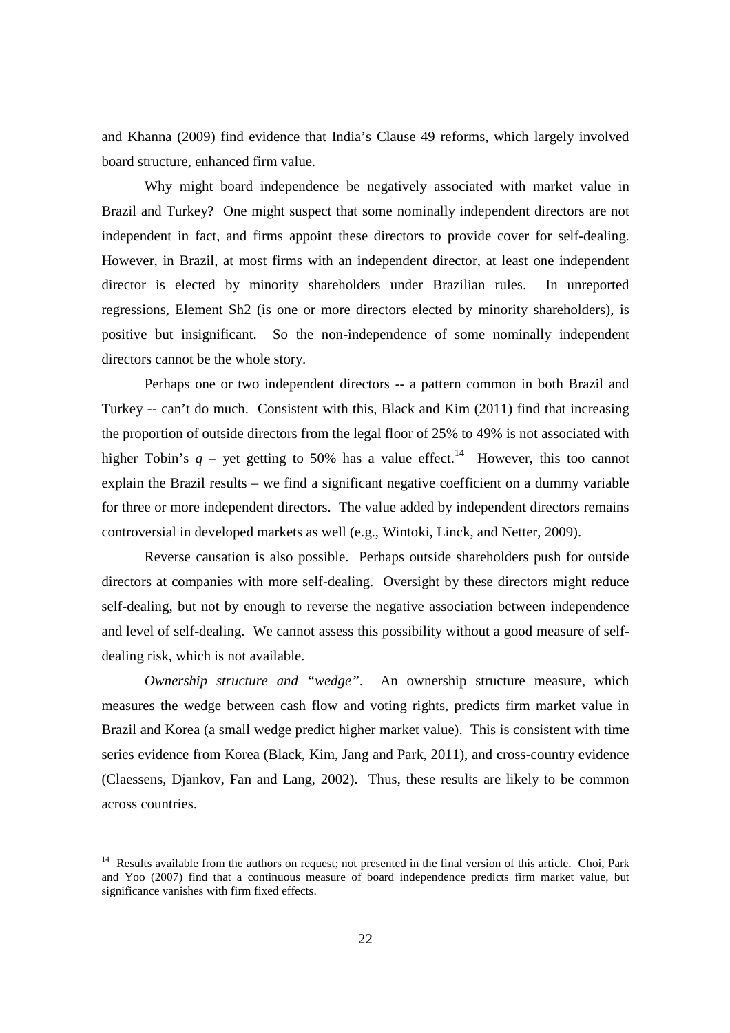and Khanna (2009) find evidence that India's Clause 49 reforms, which largely involved board structure, enhanced firm value.

Why might board independence be negatively associated with market value in Brazil and Turkey? One might suspect that some nominally independent directors are not independent in fact, and firms appoint these directors to provide cover for self-dealing. However, in Brazil, at most firms with an independent director, at least one independent director is elected by minority shareholders under Brazilian rules. In unreported regressions, Element Sh2 (is one or more directors elected by minority shareholders), is positive but insignificant. So the non-independence of some nominally independent directors cannot be the whole story.

Perhaps one or two independent directors -- a pattern common in both Brazil and Turkey -- can't do much. Consistent with this, Black and Kim (2011) find that increasing the proportion of outside directors from the legal floor of 25% to 49% is not associated with higher Tobin's $q$ – yet getting to 50% has a value effect.[14] However, this too cannot explain the Brazil results – we find a significant negative coefficient on a dummy variable for three or more independent directors. The value added by independent directors remains controversial in developed markets as well (e.g., Wintoki, Linck, and Netter, 2009).

Reverse causation is also possible. Perhaps outside shareholders push for outside directors at companies with more self-dealing. Oversight by these directors might reduce self-dealing, but not by enough to reverse the negative association between independence and level of self-dealing. We cannot assess this possibility without a good measure of self-dealing risk, which is not available.

*Ownership structure and "wedge".* An ownership structure measure, which measures the wedge between cash flow and voting rights, predicts firm market value in Brazil and Korea (a small wedge predict higher market value). This is consistent with time series evidence from Korea (Black, Kim, Jang and Park, 2011), and cross-country evidence (Claessens, Djankov, Fan and Lang, 2002). Thus, these results are likely to be common across countries.

---

[14] Results available from the authors on request; not presented in the final version of this article. Choi, Park and Yoo (2007) find that a continuous measure of board independence predicts firm market value, but significance vanishes with firm fixed effects.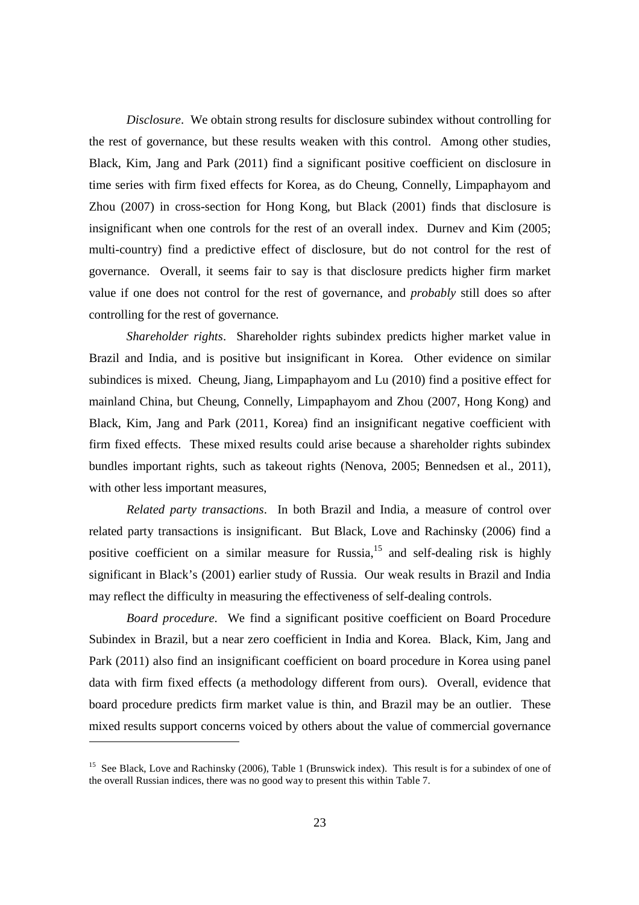*Disclosure*. We obtain strong results for disclosure subindex without controlling for the rest of governance, but these results weaken with this control. Among other studies, Black, Kim, Jang and Park (2011) find a significant positive coefficient on disclosure in time series with firm fixed effects for Korea, as do Cheung, Connelly, Limpaphayom and Zhou (2007) in cross-section for Hong Kong, but Black (2001) finds that disclosure is insignificant when one controls for the rest of an overall index. Durnev and Kim (2005; multi-country) find a predictive effect of disclosure, but do not control for the rest of governance. Overall, it seems fair to say is that disclosure predicts higher firm market value if one does not control for the rest of governance, and *probably* still does so after controlling for the rest of governance.

*Shareholder rights*. Shareholder rights subindex predicts higher market value in Brazil and India, and is positive but insignificant in Korea. Other evidence on similar subindices is mixed. Cheung, Jiang, Limpaphayom and Lu (2010) find a positive effect for mainland China, but Cheung, Connelly, Limpaphayom and Zhou (2007, Hong Kong) and Black, Kim, Jang and Park (2011, Korea) find an insignificant negative coefficient with firm fixed effects. These mixed results could arise because a shareholder rights subindex bundles important rights, such as takeout rights (Nenova, 2005; Bennedsen et al., 2011), with other less important measures,

*Related party transactions*. In both Brazil and India, a measure of control over related party transactions is insignificant. But Black, Love and Rachinsky (2006) find a positive coefficient on a similar measure for Russia,[15] and self-dealing risk is highly significant in Black's (2001) earlier study of Russia. Our weak results in Brazil and India may reflect the difficulty in measuring the effectiveness of self-dealing controls.

*Board procedure*. We find a significant positive coefficient on Board Procedure Subindex in Brazil, but a near zero coefficient in India and Korea. Black, Kim, Jang and Park (2011) also find an insignificant coefficient on board procedure in Korea using panel data with firm fixed effects (a methodology different from ours). Overall, evidence that board procedure predicts firm market value is thin, and Brazil may be an outlier. These mixed results support concerns voiced by others about the value of commercial governance

[15] See Black, Love and Rachinsky (2006), Table 1 (Brunswick index). This result is for a subindex of one of the overall Russian indices, there was no good way to present this within Table 7.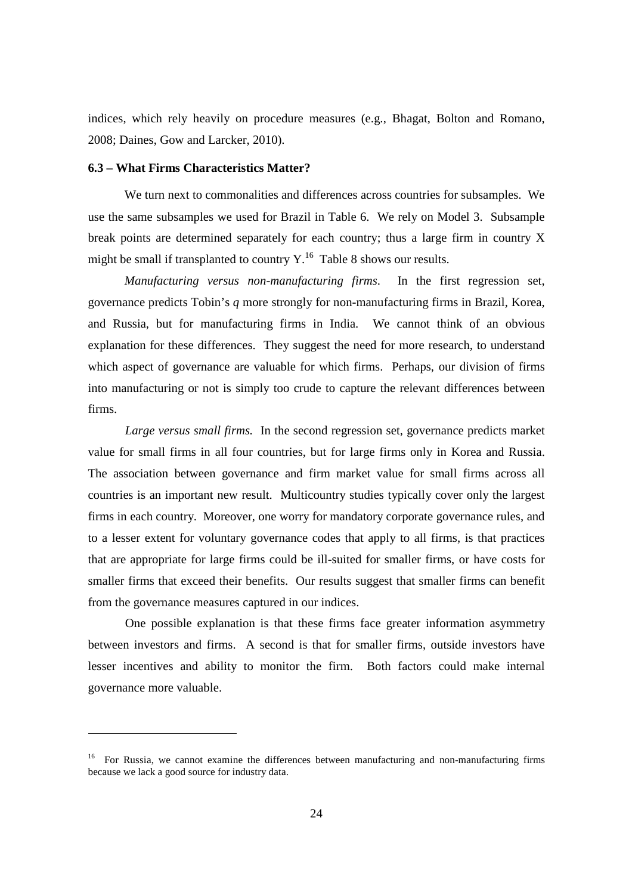indices, which rely heavily on procedure measures (e.g., Bhagat, Bolton and Romano, 2008; Daines, Gow and Larcker, 2010).

### 6.3 – What Firms Characteristics Matter?

We turn next to commonalities and differences across countries for subsamples. We use the same subsamples we used for Brazil in Table 6. We rely on Model 3. Subsample break points are determined separately for each country; thus a large firm in country X might be small if transplanted to country Y.[16] Table 8 shows our results.

*Manufacturing versus non-manufacturing firms.* In the first regression set, governance predicts Tobin's *q* more strongly for non-manufacturing firms in Brazil, Korea, and Russia, but for manufacturing firms in India. We cannot think of an obvious explanation for these differences. They suggest the need for more research, to understand which aspect of governance are valuable for which firms. Perhaps, our division of firms into manufacturing or not is simply too crude to capture the relevant differences between firms.

*Large versus small firms.* In the second regression set, governance predicts market value for small firms in all four countries, but for large firms only in Korea and Russia. The association between governance and firm market value for small firms across all countries is an important new result. Multicountry studies typically cover only the largest firms in each country. Moreover, one worry for mandatory corporate governance rules, and to a lesser extent for voluntary governance codes that apply to all firms, is that practices that are appropriate for large firms could be ill-suited for smaller firms, or have costs for smaller firms that exceed their benefits. Our results suggest that smaller firms can benefit from the governance measures captured in our indices.

One possible explanation is that these firms face greater information asymmetry between investors and firms. A second is that for smaller firms, outside investors have lesser incentives and ability to monitor the firm. Both factors could make internal governance more valuable.

---

[16] For Russia, we cannot examine the differences between manufacturing and non-manufacturing firms because we lack a good source for industry data.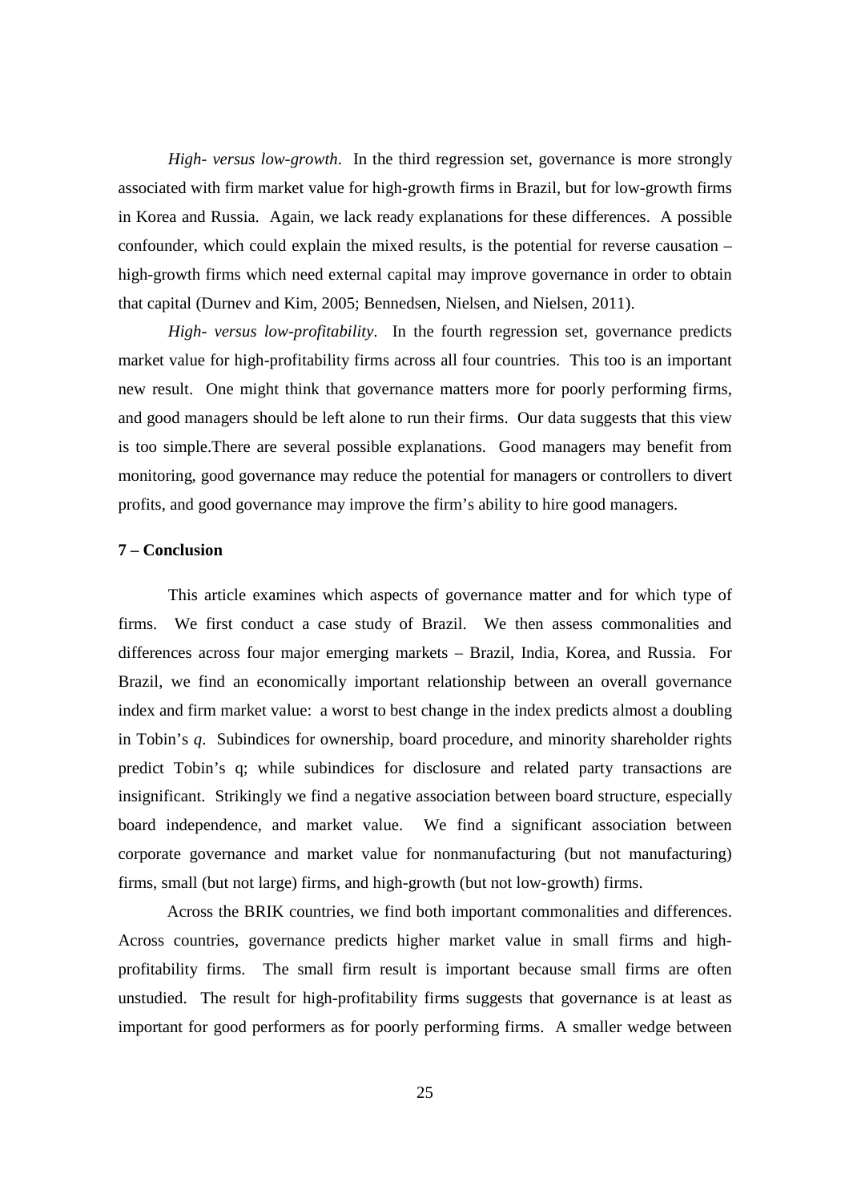*High- versus low-growth*. In the third regression set, governance is more strongly associated with firm market value for high-growth firms in Brazil, but for low-growth firms in Korea and Russia. Again, we lack ready explanations for these differences. A possible confounder, which could explain the mixed results, is the potential for reverse causation – high-growth firms which need external capital may improve governance in order to obtain that capital (Durnev and Kim, 2005; Bennedsen, Nielsen, and Nielsen, 2011).

*High- versus low-profitability*. In the fourth regression set, governance predicts market value for high-profitability firms across all four countries. This too is an important new result. One might think that governance matters more for poorly performing firms, and good managers should be left alone to run their firms. Our data suggests that this view is too simple.There are several possible explanations. Good managers may benefit from monitoring, good governance may reduce the potential for managers or controllers to divert profits, and good governance may improve the firm's ability to hire good managers.

## 7 – Conclusion

This article examines which aspects of governance matter and for which type of firms. We first conduct a case study of Brazil. We then assess commonalities and differences across four major emerging markets – Brazil, India, Korea, and Russia. For Brazil, we find an economically important relationship between an overall governance index and firm market value: a worst to best change in the index predicts almost a doubling in Tobin's *q*. Subindices for ownership, board procedure, and minority shareholder rights predict Tobin's q; while subindices for disclosure and related party transactions are insignificant. Strikingly we find a negative association between board structure, especially board independence, and market value. We find a significant association between corporate governance and market value for nonmanufacturing (but not manufacturing) firms, small (but not large) firms, and high-growth (but not low-growth) firms.

Across the BRIK countries, we find both important commonalities and differences. Across countries, governance predicts higher market value in small firms and high-profitability firms. The small firm result is important because small firms are often unstudied. The result for high-profitability firms suggests that governance is at least as important for good performers as for poorly performing firms. A smaller wedge between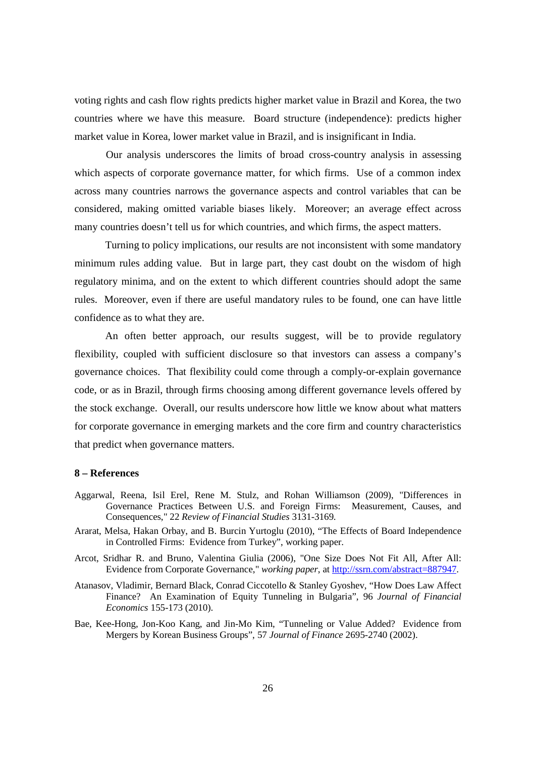voting rights and cash flow rights predicts higher market value in Brazil and Korea, the two countries where we have this measure. Board structure (independence): predicts higher market value in Korea, lower market value in Brazil, and is insignificant in India.

Our analysis underscores the limits of broad cross-country analysis in assessing which aspects of corporate governance matter, for which firms. Use of a common index across many countries narrows the governance aspects and control variables that can be considered, making omitted variable biases likely. Moreover; an average effect across many countries doesn't tell us for which countries, and which firms, the aspect matters.

Turning to policy implications, our results are not inconsistent with some mandatory minimum rules adding value. But in large part, they cast doubt on the wisdom of high regulatory minima, and on the extent to which different countries should adopt the same rules. Moreover, even if there are useful mandatory rules to be found, one can have little confidence as to what they are.

An often better approach, our results suggest, will be to provide regulatory flexibility, coupled with sufficient disclosure so that investors can assess a company's governance choices. That flexibility could come through a comply-or-explain governance code, or as in Brazil, through firms choosing among different governance levels offered by the stock exchange. Overall, our results underscore how little we know about what matters for corporate governance in emerging markets and the core firm and country characteristics that predict when governance matters.

## 8 – References

Aggarwal, Reena, Isil Erel, Rene M. Stulz, and Rohan Williamson (2009), "Differences in Governance Practices Between U.S. and Foreign Firms: Measurement, Causes, and Consequences," 22 *Review of Financial Studies* 3131-3169.

Ararat, Melsa, Hakan Orbay, and B. Burcin Yurtoglu (2010), "The Effects of Board Independence in Controlled Firms: Evidence from Turkey", working paper.

Arcot, Sridhar R. and Bruno, Valentina Giulia (2006), "One Size Does Not Fit All, After All: Evidence from Corporate Governance," *working paper*, at http://ssrn.com/abstract=887947.

Atanasov, Vladimir, Bernard Black, Conrad Ciccotello & Stanley Gyoshev, "How Does Law Affect Finance? An Examination of Equity Tunneling in Bulgaria", 96 *Journal of Financial Economics* 155-173 (2010).

Bae, Kee-Hong, Jon-Koo Kang, and Jin-Mo Kim, "Tunneling or Value Added? Evidence from Mergers by Korean Business Groups", 57 *Journal of Finance* 2695-2740 (2002).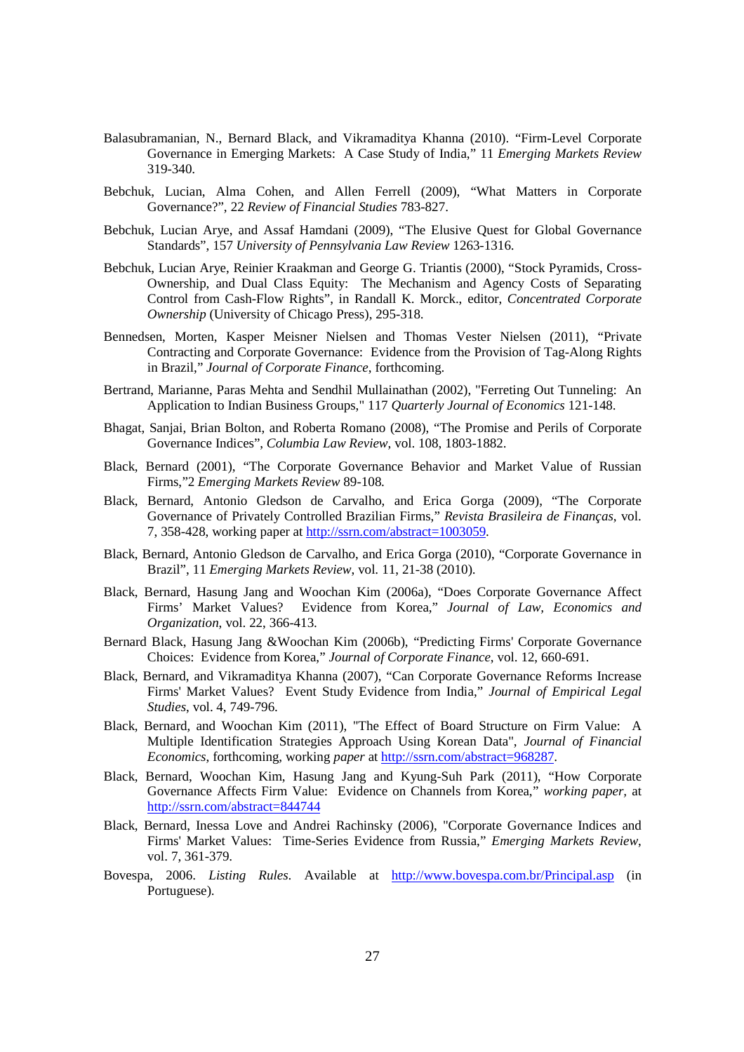Balasubramanian, N., Bernard Black, and Vikramaditya Khanna (2010). "Firm-Level Corporate Governance in Emerging Markets: A Case Study of India," 11 *Emerging Markets Review* 319-340.

Bebchuk, Lucian, Alma Cohen, and Allen Ferrell (2009), "What Matters in Corporate Governance?", 22 *Review of Financial Studies* 783-827.

Bebchuk, Lucian Arye, and Assaf Hamdani (2009), "The Elusive Quest for Global Governance Standards", 157 *University of Pennsylvania Law Review* 1263-1316.

Bebchuk, Lucian Arye, Reinier Kraakman and George G. Triantis (2000), "Stock Pyramids, Cross-Ownership, and Dual Class Equity: The Mechanism and Agency Costs of Separating Control from Cash-Flow Rights", in Randall K. Morck., editor, *Concentrated Corporate Ownership* (University of Chicago Press), 295-318.

Bennedsen, Morten, Kasper Meisner Nielsen and Thomas Vester Nielsen (2011), "Private Contracting and Corporate Governance: Evidence from the Provision of Tag-Along Rights in Brazil," *Journal of Corporate Finance*, forthcoming.

Bertrand, Marianne, Paras Mehta and Sendhil Mullainathan (2002), "Ferreting Out Tunneling: An Application to Indian Business Groups," 117 *Quarterly Journal of Economics* 121-148.

Bhagat, Sanjai, Brian Bolton, and Roberta Romano (2008), "The Promise and Perils of Corporate Governance Indices", *Columbia Law Review*, vol. 108, 1803-1882.

Black, Bernard (2001), "The Corporate Governance Behavior and Market Value of Russian Firms,"2 *Emerging Markets Review* 89-108.

Black, Bernard, Antonio Gledson de Carvalho, and Erica Gorga (2009), "The Corporate Governance of Privately Controlled Brazilian Firms," *Revista Brasileira de Finanças*, vol. 7, 358-428, working paper at http://ssrn.com/abstract=1003059.

Black, Bernard, Antonio Gledson de Carvalho, and Erica Gorga (2010), "Corporate Governance in Brazil", 11 *Emerging Markets Review*, vol. 11, 21-38 (2010).

Black, Bernard, Hasung Jang and Woochan Kim (2006a), "Does Corporate Governance Affect Firms' Market Values? Evidence from Korea," *Journal of Law, Economics and Organization*, vol. 22, 366-413.

Bernard Black, Hasung Jang &Woochan Kim (2006b), "Predicting Firms' Corporate Governance Choices: Evidence from Korea," *Journal of Corporate Finance*, vol. 12, 660-691.

Black, Bernard, and Vikramaditya Khanna (2007), "Can Corporate Governance Reforms Increase Firms' Market Values? Event Study Evidence from India," *Journal of Empirical Legal Studies*, vol. 4, 749-796.

Black, Bernard, and Woochan Kim (2011), "The Effect of Board Structure on Firm Value: A Multiple Identification Strategies Approach Using Korean Data", *Journal of Financial Economics*, forthcoming, working *paper* at http://ssrn.com/abstract=968287.

Black, Bernard, Woochan Kim, Hasung Jang and Kyung-Suh Park (2011), "How Corporate Governance Affects Firm Value: Evidence on Channels from Korea," *working paper*, at http://ssrn.com/abstract=844744

Black, Bernard, Inessa Love and Andrei Rachinsky (2006), "Corporate Governance Indices and Firms' Market Values: Time-Series Evidence from Russia," *Emerging Markets Review*, vol. 7, 361-379.

Bovespa, 2006. *Listing Rules*. Available at http://www.bovespa.com.br/Principal.asp (in Portuguese).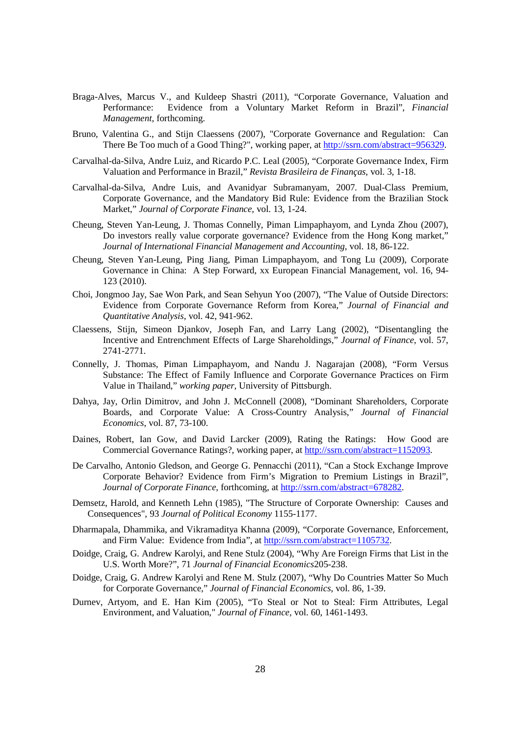Braga-Alves, Marcus V., and Kuldeep Shastri (2011), “Corporate Governance, Valuation and Performance: Evidence from a Voluntary Market Reform in Brazil”, *Financial Management*, forthcoming.

Bruno, Valentina G., and Stijn Claessens (2007), "Corporate Governance and Regulation: Can There Be Too much of a Good Thing?", working paper, at http://ssrn.com/abstract=956329.

Carvalhal-da-Silva, Andre Luiz, and Ricardo P.C. Leal (2005), “Corporate Governance Index, Firm Valuation and Performance in Brazil,” *Revista Brasileira de Finanças*, vol. 3, 1-18.

Carvalhal-da-Silva, Andre Luis, and Avanidyar Subramanyam, 2007. Dual-Class Premium, Corporate Governance, and the Mandatory Bid Rule: Evidence from the Brazilian Stock Market,” *Journal of Corporate Finance*, vol. 13, 1-24.

Cheung, Steven Yan-Leung, J. Thomas Connelly, Piman Limpaphayom, and Lynda Zhou (2007), Do investors really value corporate governance? Evidence from the Hong Kong market,” *Journal of International Financial Management and Accounting*, vol. 18, 86-122.

Cheung, Steven Yan-Leung, Ping Jiang, Piman Limpaphayom, and Tong Lu (2009), Corporate Governance in China: A Step Forward, xx European Financial Management, vol. 16, 94-123 (2010).

Choi, Jongmoo Jay, Sae Won Park, and Sean Sehyun Yoo (2007), “The Value of Outside Directors: Evidence from Corporate Governance Reform from Korea,” *Journal of Financial and Quantitative Analysis*, vol. 42, 941-962.

Claessens, Stijn, Simeon Djankov, Joseph Fan, and Larry Lang (2002), “Disentangling the Incentive and Entrenchment Effects of Large Shareholdings,” *Journal of Finance*, vol. 57, 2741-2771.

Connelly, J. Thomas, Piman Limpaphayom, and Nandu J. Nagarajan (2008), “Form Versus Substance: The Effect of Family Influence and Corporate Governance Practices on Firm Value in Thailand,” *working paper*, University of Pittsburgh.

Dahya, Jay, Orlin Dimitrov, and John J. McConnell (2008), “Dominant Shareholders, Corporate Boards, and Corporate Value: A Cross-Country Analysis,” *Journal of Financial Economics*, vol. 87, 73-100.

Daines, Robert, Ian Gow, and David Larcker (2009), Rating the Ratings: How Good are Commercial Governance Ratings?, working paper, at http://ssrn.com/abstract=1152093.

De Carvalho, Antonio Gledson, and George G. Pennacchi (2011), “Can a Stock Exchange Improve Corporate Behavior? Evidence from Firm’s Migration to Premium Listings in Brazil”, *Journal of Corporate Finance*, forthcoming, at http://ssrn.com/abstract=678282.

Demsetz, Harold, and Kenneth Lehn (1985), "The Structure of Corporate Ownership: Causes and Consequences", 93 *Journal of Political Economy* 1155-1177.

Dharmapala, Dhammika, and Vikramaditya Khanna (2009), “Corporate Governance, Enforcement, and Firm Value: Evidence from India”, at http://ssrn.com/abstract=1105732.

Doidge, Craig, G. Andrew Karolyi, and Rene Stulz (2004), “Why Are Foreign Firms that List in the U.S. Worth More?”, 71 *Journal of Financial Economics*205-238.

Doidge, Craig, G. Andrew Karolyi and Rene M. Stulz (2007), “Why Do Countries Matter So Much for Corporate Governance,” *Journal of Financial Economics*, vol. 86, 1-39.

Durnev, Artyom, and E. Han Kim (2005), “To Steal or Not to Steal: Firm Attributes, Legal Environment, and Valuation," *Journal of Finance*, vol. 60, 1461-1493.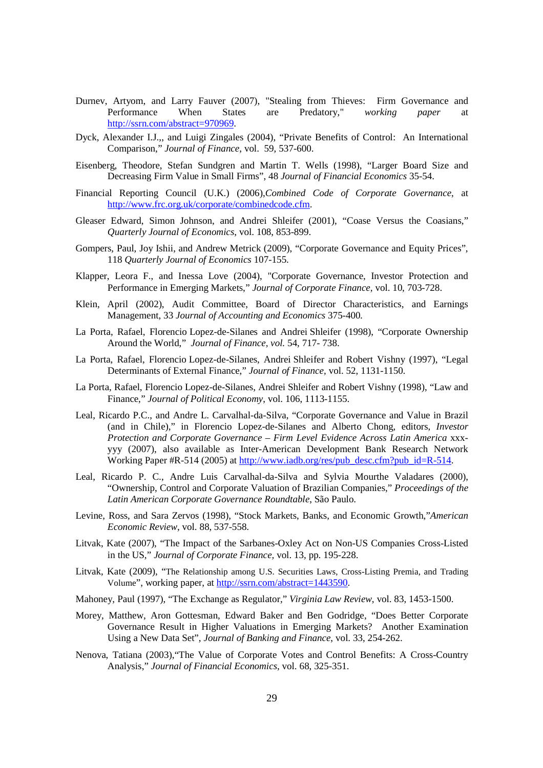Durnev, Artyom, and Larry Fauver (2007), "Stealing from Thieves: Firm Governance and Performance When States are Predatory," *working paper* at http://ssrn.com/abstract=970969.

Dyck, Alexander I.J.,, and Luigi Zingales (2004), "Private Benefits of Control: An International Comparison," *Journal of Finance*, vol. 59, 537-600.

Eisenberg, Theodore, Stefan Sundgren and Martin T. Wells (1998), "Larger Board Size and Decreasing Firm Value in Small Firms", 48 *Journal of Financial Economics* 35-54.

Financial Reporting Council (U.K.) (2006),*Combined Code of Corporate Governance*, at http://www.frc.org.uk/corporate/combinedcode.cfm.

Gleaser Edward, Simon Johnson, and Andrei Shleifer (2001), "Coase Versus the Coasians," *Quarterly Journal of Economics*, vol. 108, 853-899.

Gompers, Paul, Joy Ishii, and Andrew Metrick (2009), "Corporate Governance and Equity Prices", 118 *Quarterly Journal of Economics* 107-155.

Klapper, Leora F., and Inessa Love (2004), "Corporate Governance, Investor Protection and Performance in Emerging Markets," *Journal of Corporate Finance*, vol. 10, 703-728.

Klein, April (2002), Audit Committee, Board of Director Characteristics, and Earnings Management, 33 *Journal of Accounting and Economics* 375-400.

La Porta, Rafael, Florencio Lopez-de-Silanes and Andrei Shleifer (1998), "Corporate Ownership Around the World," *Journal of Finance, vol.* 54, 717- 738.

La Porta, Rafael, Florencio Lopez-de-Silanes, Andrei Shleifer and Robert Vishny (1997), "Legal Determinants of External Finance," *Journal of Finance*, vol. 52, 1131-1150.

La Porta, Rafael, Florencio Lopez-de-Silanes, Andrei Shleifer and Robert Vishny (1998), "Law and Finance," *Journal of Political Economy*, vol. 106, 1113-1155.

Leal, Ricardo P.C., and Andre L. Carvalhal-da-Silva, "Corporate Governance and Value in Brazil (and in Chile)," in Florencio Lopez-de-Silanes and Alberto Chong, editors, *Investor Protection and Corporate Governance – Firm Level Evidence Across Latin America* xxx-yyy (2007), also available as Inter-American Development Bank Research Network Working Paper #R-514 (2005) at http://www.iadb.org/res/pub_desc.cfm?pub_id=R-514.

Leal, Ricardo P. C., Andre Luis Carvalhal-da-Silva and Sylvia Mourthe Valadares (2000), "Ownership, Control and Corporate Valuation of Brazilian Companies," *Proceedings of the Latin American Corporate Governance Roundtable*, São Paulo.

Levine, Ross, and Sara Zervos (1998), "Stock Markets, Banks, and Economic Growth,"*American Economic Review*, vol. 88, 537-558.

Litvak, Kate (2007), "The Impact of the Sarbanes-Oxley Act on Non-US Companies Cross-Listed in the US," *Journal of Corporate Finance*, vol. 13, pp. 195-228.

Litvak, Kate (2009), "The Relationship among U.S. Securities Laws, Cross-Listing Premia, and Trading Volume", working paper, at http://ssrn.com/abstract=1443590.

Mahoney, Paul (1997), "The Exchange as Regulator," *Virginia Law Review*, vol. 83, 1453-1500.

Morey, Matthew, Aron Gottesman, Edward Baker and Ben Godridge, "Does Better Corporate Governance Result in Higher Valuations in Emerging Markets? Another Examination Using a New Data Set", *Journal of Banking and Finance*, vol. 33, 254-262.

Nenova, Tatiana (2003),"The Value of Corporate Votes and Control Benefits: A Cross-Country Analysis," *Journal of Financial Economics*, vol. 68, 325-351.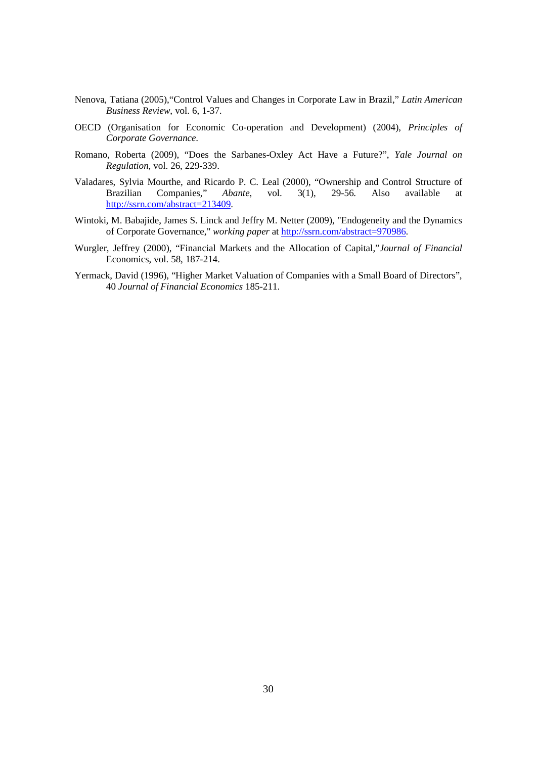Nenova, Tatiana (2005),"Control Values and Changes in Corporate Law in Brazil," *Latin American Business Review*, vol. 6, 1-37.

OECD (Organisation for Economic Co-operation and Development) (2004), *Principles of Corporate Governance*.

Romano, Roberta (2009), "Does the Sarbanes-Oxley Act Have a Future?", *Yale Journal on Regulation*, vol. 26, 229-339.

Valadares, Sylvia Mourthe, and Ricardo P. C. Leal (2000), "Ownership and Control Structure of Brazilian Companies," *Abante*, vol. 3(1), 29-56. Also available at http://ssrn.com/abstract=213409.

Wintoki, M. Babajide, James S. Linck and Jeffry M. Netter (2009), "Endogeneity and the Dynamics of Corporate Governance," *working paper* at http://ssrn.com/abstract=970986.

Wurgler, Jeffrey (2000), "Financial Markets and the Allocation of Capital,"*Journal of Financial* Economics, vol. 58, 187-214.

Yermack, David (1996), "Higher Market Valuation of Companies with a Small Board of Directors", 40 *Journal of Financial Economics* 185-211.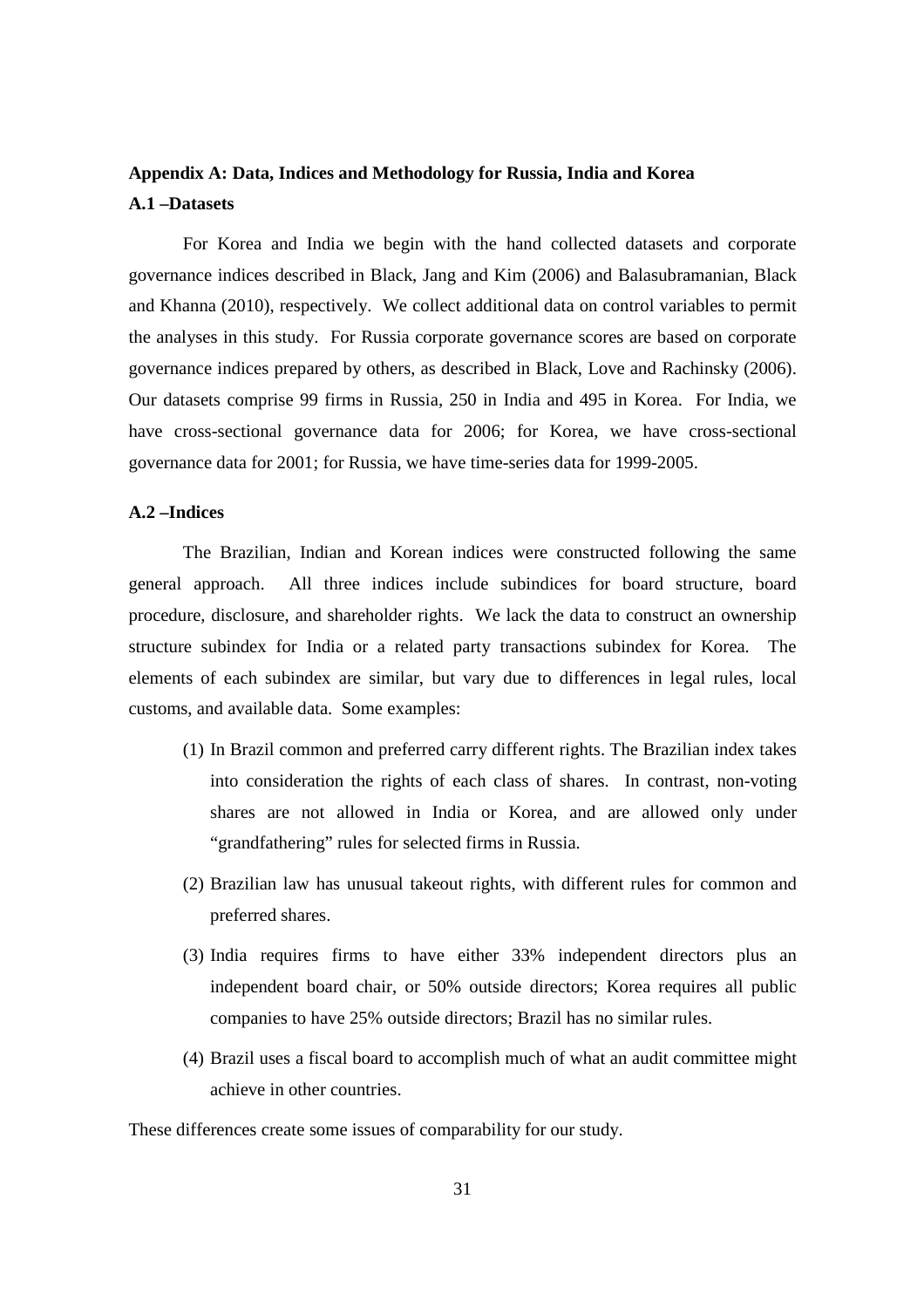## Appendix A: Data, Indices and Methodology for Russia, India and Korea

### A.1 –Datasets

For Korea and India we begin with the hand collected datasets and corporate governance indices described in Black, Jang and Kim (2006) and Balasubramanian, Black and Khanna (2010), respectively. We collect additional data on control variables to permit the analyses in this study. For Russia corporate governance scores are based on corporate governance indices prepared by others, as described in Black, Love and Rachinsky (2006). Our datasets comprise 99 firms in Russia, 250 in India and 495 in Korea. For India, we have cross-sectional governance data for 2006; for Korea, we have cross-sectional governance data for 2001; for Russia, we have time-series data for 1999-2005.

### A.2 –Indices

The Brazilian, Indian and Korean indices were constructed following the same general approach. All three indices include subindices for board structure, board procedure, disclosure, and shareholder rights. We lack the data to construct an ownership structure subindex for India or a related party transactions subindex for Korea. The elements of each subindex are similar, but vary due to differences in legal rules, local customs, and available data. Some examples:

(1) In Brazil common and preferred carry different rights. The Brazilian index takes into consideration the rights of each class of shares. In contrast, non-voting shares are not allowed in India or Korea, and are allowed only under "grandfathering" rules for selected firms in Russia.

(2) Brazilian law has unusual takeout rights, with different rules for common and preferred shares.

(3) India requires firms to have either 33% independent directors plus an independent board chair, or 50% outside directors; Korea requires all public companies to have 25% outside directors; Brazil has no similar rules.

(4) Brazil uses a fiscal board to accomplish much of what an audit committee might achieve in other countries.

These differences create some issues of comparability for our study.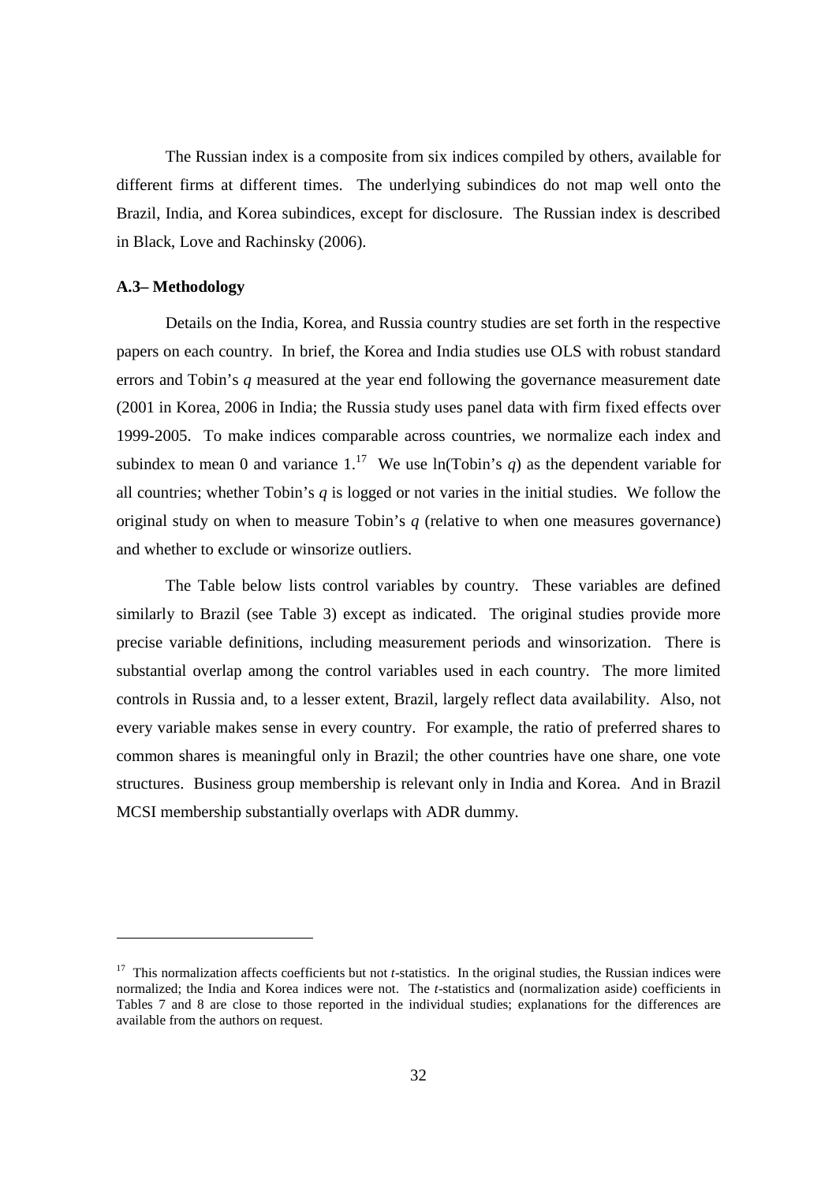The Russian index is a composite from six indices compiled by others, available for different firms at different times. The underlying subindices do not map well onto the Brazil, India, and Korea subindices, except for disclosure. The Russian index is described in Black, Love and Rachinsky (2006).

**A.3– Methodology**

Details on the India, Korea, and Russia country studies are set forth in the respective papers on each country. In brief, the Korea and India studies use OLS with robust standard errors and Tobin's *q* measured at the year end following the governance measurement date (2001 in Korea, 2006 in India; the Russia study uses panel data with firm fixed effects over 1999-2005. To make indices comparable across countries, we normalize each index and subindex to mean 0 and variance 1.[17] We use ln(Tobin's *q*) as the dependent variable for all countries; whether Tobin's *q* is logged or not varies in the initial studies. We follow the original study on when to measure Tobin's *q* (relative to when one measures governance) and whether to exclude or winsorize outliers.

The Table below lists control variables by country. These variables are defined similarly to Brazil (see Table 3) except as indicated. The original studies provide more precise variable definitions, including measurement periods and winsorization. There is substantial overlap among the control variables used in each country. The more limited controls in Russia and, to a lesser extent, Brazil, largely reflect data availability. Also, not every variable makes sense in every country. For example, the ratio of preferred shares to common shares is meaningful only in Brazil; the other countries have one share, one vote structures. Business group membership is relevant only in India and Korea. And in Brazil MCSI membership substantially overlaps with ADR dummy.

---

[17] This normalization affects coefficients but not *t*-statistics. In the original studies, the Russian indices were normalized; the India and Korea indices were not. The *t*-statistics and (normalization aside) coefficients in Tables 7 and 8 are close to those reported in the individual studies; explanations for the differences are available from the authors on request.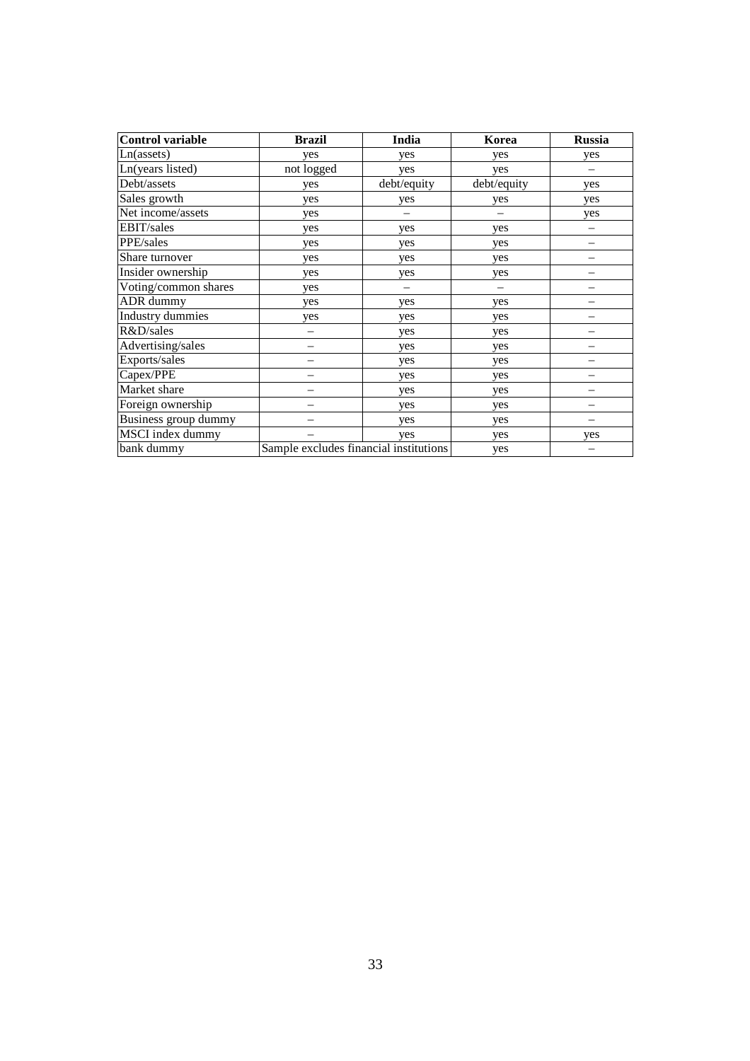| Control variable | Brazil | India | Korea | Russia |
| --- | --- | --- | --- | --- |
| Ln(assets) | yes | yes | yes | yes |
| Ln(years listed) | not logged | yes | yes | – |
| Debt/assets | yes | debt/equity | debt/equity | yes |
| Sales growth | yes | yes | yes | yes |
| Net income/assets | yes | – | – | yes |
| EBIT/sales | yes | yes | yes | – |
| PPE/sales | yes | yes | yes | – |
| Share turnover | yes | yes | yes | – |
| Insider ownership | yes | yes | yes | – |
| Voting/common shares | yes | – | – | – |
| ADR dummy | yes | yes | yes | – |
| Industry dummies | yes | yes | yes | – |
| R&D/sales | – | yes | yes | – |
| Advertising/sales | – | yes | yes | – |
| Exports/sales | – | yes | yes | – |
| Capex/PPE | – | yes | yes | – |
| Market share | – | yes | yes | – |
| Foreign ownership | – | yes | yes | – |
| Business group dummy | – | yes | yes | – |
| MSCI index dummy | – | yes | yes | yes |
| bank dummy | Sample excludes financial institutions | | yes | – |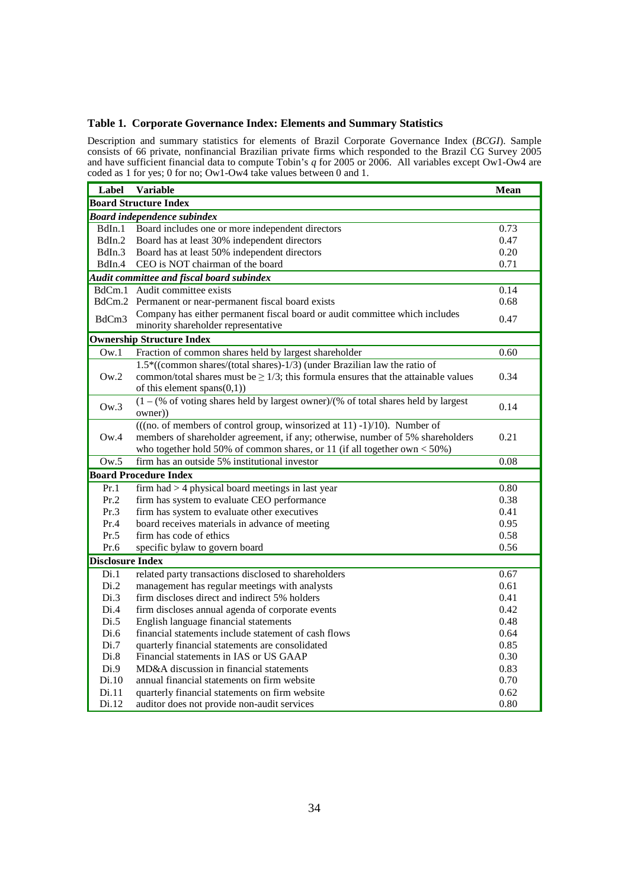### Table 1. Corporate Governance Index: Elements and Summary Statistics

Description and summary statistics for elements of Brazil Corporate Governance Index (*BCGI*). Sample consists of 66 private, nonfinancial Brazilian private firms which responded to the Brazil CG Survey 2005 and have sufficient financial data to compute Tobin's *q* for 2005 or 2006. All variables except Ow1-Ow4 are coded as 1 for yes; 0 for no; Ow1-Ow4 take values between 0 and 1.

| Label | Variable | Mean |
|---|---|---|
| **Board Structure Index** | | |
| ***Board independence subindex*** | | |
| BdIn.1 | Board includes one or more independent directors | 0.73 |
| BdIn.2 | Board has at least 30% independent directors | 0.47 |
| BdIn.3 | Board has at least 50% independent directors | 0.20 |
| BdIn.4 | CEO is NOT chairman of the board | 0.71 |
| ***Audit committee and fiscal board subindex*** | | |
| BdCm.1 | Audit committee exists | 0.14 |
| BdCm.2 | Permanent or near-permanent fiscal board exists | 0.68 |
| BdCm3 | Company has either permanent fiscal board or audit committee which includes minority shareholder representative | 0.47 |
| **Ownership Structure Index** | | |
| Ow.1 | Fraction of common shares held by largest shareholder | 0.60 |
| Ow.2 | 1.5*((common shares/(total shares)-1/3) (under Brazilian law the ratio of common/total shares must be ≥ 1/3; this formula ensures that the attainable values of this element spans(0,1)) | 0.34 |
| Ow.3 | (1 – (% of voting shares held by largest owner)/(% of total shares held by largest owner)) | 0.14 |
| Ow.4 | (((no. of members of control group, winsorized at 11) -1)/10). Number of members of shareholder agreement, if any; otherwise, number of 5% shareholders who together hold 50% of common shares, or 11 (if all together own < 50%) | 0.21 |
| Ow.5 | firm has an outside 5% institutional investor | 0.08 |
| **Board Procedure Index** | | |
| Pr.1 | firm had > 4 physical board meetings in last year | 0.80 |
| Pr.2 | firm has system to evaluate CEO performance | 0.38 |
| Pr.3 | firm has system to evaluate other executives | 0.41 |
| Pr.4 | board receives materials in advance of meeting | 0.95 |
| Pr.5 | firm has code of ethics | 0.58 |
| Pr.6 | specific bylaw to govern board | 0.56 |
| **Disclosure Index** | | |
| Di.1 | related party transactions disclosed to shareholders | 0.67 |
| Di.2 | management has regular meetings with analysts | 0.61 |
| Di.3 | firm discloses direct and indirect 5% holders | 0.41 |
| Di.4 | firm discloses annual agenda of corporate events | 0.42 |
| Di.5 | English language financial statements | 0.48 |
| Di.6 | financial statements include statement of cash flows | 0.64 |
| Di.7 | quarterly financial statements are consolidated | 0.85 |
| Di.8 | Financial statements in IAS or US GAAP | 0.30 |
| Di.9 | MD&A discussion in financial statements | 0.83 |
| Di.10 | annual financial statements on firm website | 0.70 |
| Di.11 | quarterly financial statements on firm website | 0.62 |
| Di.12 | auditor does not provide non-audit services | 0.80 |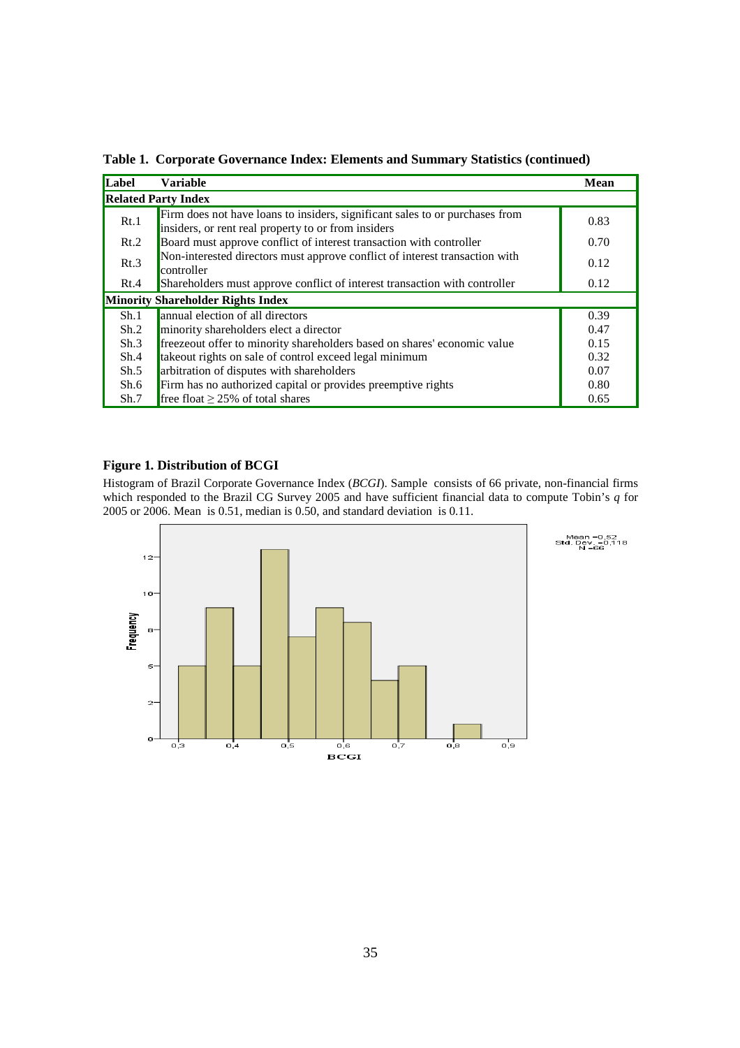**Table 1. Corporate Governance Index: Elements and Summary Statistics (continued)**

| Label | Variable | Mean |
|---|---|---|
| **Related Party Index** | | |
| Rt.1 | Firm does not have loans to insiders, significant sales to or purchases from insiders, or rent real property to or from insiders | 0.83 |
| Rt.2 | Board must approve conflict of interest transaction with controller | 0.70 |
| Rt.3 | Non-interested directors must approve conflict of interest transaction with controller | 0.12 |
| Rt.4 | Shareholders must approve conflict of interest transaction with controller | 0.12 |
| **Minority Shareholder Rights Index** | | |
| Sh.1 | annual election of all directors | 0.39 |
| Sh.2 | minority shareholders elect a director | 0.47 |
| Sh.3 | freezeout offer to minority shareholders based on shares' economic value | 0.15 |
| Sh.4 | takeout rights on sale of control exceed legal minimum | 0.32 |
| Sh.5 | arbitration of disputes with shareholders | 0.07 |
| Sh.6 | Firm has no authorized capital or provides preemptive rights | 0.80 |
| Sh.7 | free float $\geq$ 25% of total shares | 0.65 |

**Figure 1. Distribution of BCGI**

Histogram of Brazil Corporate Governance Index (*BCGI*). Sample consists of 66 private, non-financial firms which responded to the Brazil CG Survey 2005 and have sufficient financial data to compute Tobin's *q* for 2005 or 2006. Mean is 0.51, median is 0.50, and standard deviation is 0.11.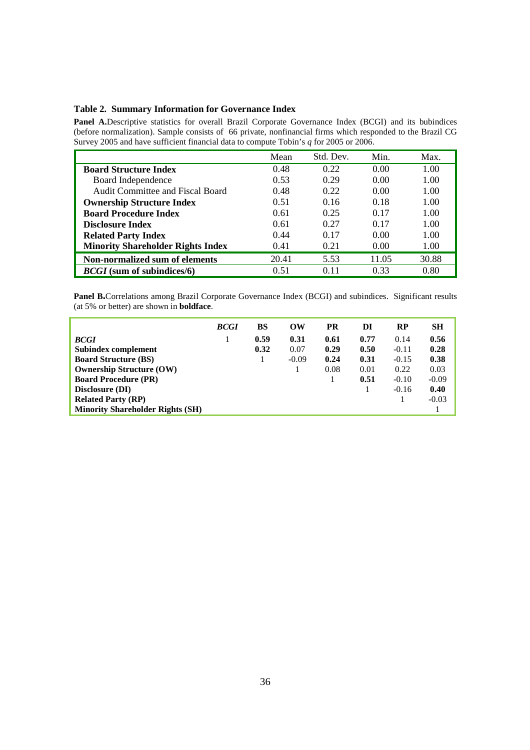### Table 2. Summary Information for Governance Index

**Panel A.** Descriptive statistics for overall Brazil Corporate Governance Index (BCGI) and its bubindices (before normalization). Sample consists of 66 private, nonfinancial firms which responded to the Brazil CG Survey 2005 and have sufficient financial data to compute Tobin's *q* for 2005 or 2006.

| | Mean | Std. Dev. | Min. | Max. |
|---|---|---|---|---|
| **Board Structure Index** | 0.48 | 0.22 | 0.00 | 1.00 |
| Board Independence | 0.53 | 0.29 | 0.00 | 1.00 |
| Audit Committee and Fiscal Board | 0.48 | 0.22 | 0.00 | 1.00 |
| **Ownership Structure Index** | 0.51 | 0.16 | 0.18 | 1.00 |
| **Board Procedure Index** | 0.61 | 0.25 | 0.17 | 1.00 |
| **Disclosure Index** | 0.61 | 0.27 | 0.17 | 1.00 |
| **Related Party Index** | 0.44 | 0.17 | 0.00 | 1.00 |
| **Minority Shareholder Rights Index** | 0.41 | 0.21 | 0.00 | 1.00 |
| **Non-normalized sum of elements** | 20.41 | 5.53 | 11.05 | 30.88 |
| ***BCGI* (sum of subindices/6)** | 0.51 | 0.11 | 0.33 | 0.80 |

**Panel B.** Correlations among Brazil Corporate Governance Index (BCGI) and subindices. Significant results (at 5% or better) are shown in **boldface**.

| | ***BCGI*** | **BS** | **OW** | **PR** | **DI** | **RP** | **SH** |
|---|---|---|---|---|---|---|---|
| ***BCGI*** | 1 | **0.59** | **0.31** | **0.61** | **0.77** | 0.14 | **0.56** |
| **Subindex complement** | | **0.32** | 0.07 | **0.29** | **0.50** | -0.11 | **0.28** |
| **Board Structure (BS)** | | 1 | -0.09 | **0.24** | **0.31** | -0.15 | **0.38** |
| **Ownership Structure (OW)** | | | 1 | 0.08 | 0.01 | 0.22 | 0.03 |
| **Board Procedure (PR)** | | | | 1 | **0.51** | -0.10 | -0.09 |
| **Disclosure (DI)** | | | | | 1 | -0.16 | **0.40** |
| **Related Party (RP)** | | | | | | 1 | -0.03 |
| **Minority Shareholder Rights (SH)** | | | | | | | 1 |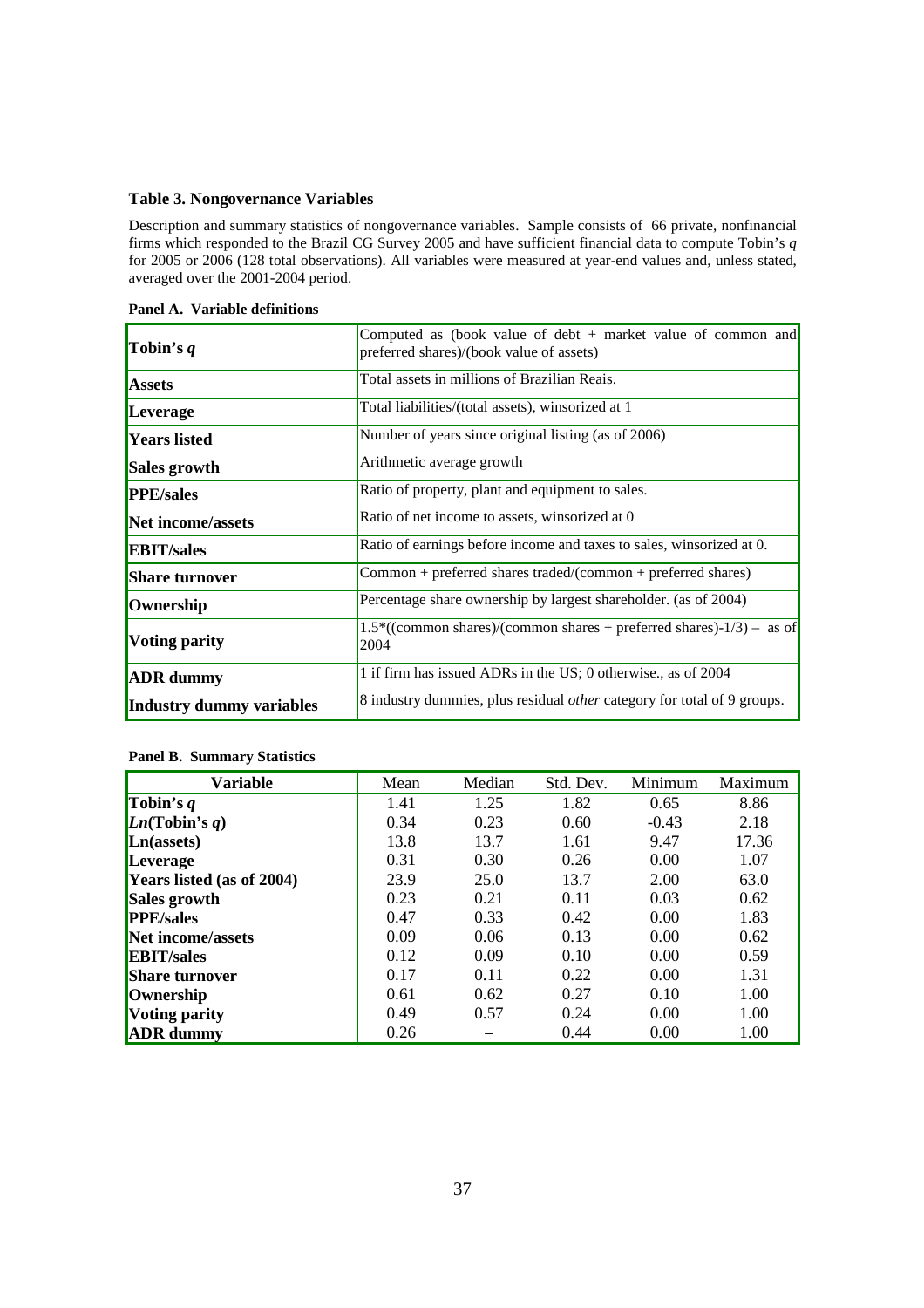### Table 3. Nongovernance Variables

Description and summary statistics of nongovernance variables. Sample consists of 66 private, nonfinancial firms which responded to the Brazil CG Survey 2005 and have sufficient financial data to compute Tobin's *q* for 2005 or 2006 (128 total observations). All variables were measured at year-end values and, unless stated, averaged over the 2001-2004 period.

**Panel A. Variable definitions**

| | |
|---|---|
| **Tobin's *q*** | Computed as (book value of debt + market value of common and preferred shares)/(book value of assets) |
| **Assets** | Total assets in millions of Brazilian Reais. |
| **Leverage** | Total liabilities/(total assets), winsorized at 1 |
| **Years listed** | Number of years since original listing (as of 2006) |
| **Sales growth** | Arithmetic average growth |
| **PPE/sales** | Ratio of property, plant and equipment to sales. |
| **Net income/assets** | Ratio of net income to assets, winsorized at 0 |
| **EBIT/sales** | Ratio of earnings before income and taxes to sales, winsorized at 0. |
| **Share turnover** | Common + preferred shares traded/(common + preferred shares) |
| **Ownership** | Percentage share ownership by largest shareholder. (as of 2004) |
| **Voting parity** | 1.5*((common shares)/(common shares + preferred shares)-1/3) – as of 2004 |
| **ADR dummy** | 1 if firm has issued ADRs in the US; 0 otherwise., as of 2004 |
| **Industry dummy variables** | 8 industry dummies, plus residual *other* category for total of 9 groups. |

**Panel B. Summary Statistics**

| Variable | Mean | Median | Std. Dev. | Minimum | Maximum |
|---|---|---|---|---|---|
| **Tobin's *q*** | 1.41 | 1.25 | 1.82 | 0.65 | 8.86 |
| ***Ln*(Tobin's *q*)** | 0.34 | 0.23 | 0.60 | -0.43 | 2.18 |
| **Ln(assets)** | 13.8 | 13.7 | 1.61 | 9.47 | 17.36 |
| **Leverage** | 0.31 | 0.30 | 0.26 | 0.00 | 1.07 |
| **Years listed (as of 2004)** | 23.9 | 25.0 | 13.7 | 2.00 | 63.0 |
| **Sales growth** | 0.23 | 0.21 | 0.11 | 0.03 | 0.62 |
| **PPE/sales** | 0.47 | 0.33 | 0.42 | 0.00 | 1.83 |
| **Net income/assets** | 0.09 | 0.06 | 0.13 | 0.00 | 0.62 |
| **EBIT/sales** | 0.12 | 0.09 | 0.10 | 0.00 | 0.59 |
| **Share turnover** | 0.17 | 0.11 | 0.22 | 0.00 | 1.31 |
| **Ownership** | 0.61 | 0.62 | 0.27 | 0.10 | 1.00 |
| **Voting parity** | 0.49 | 0.57 | 0.24 | 0.00 | 1.00 |
| **ADR dummy** | 0.26 | – | 0.44 | 0.00 | 1.00 |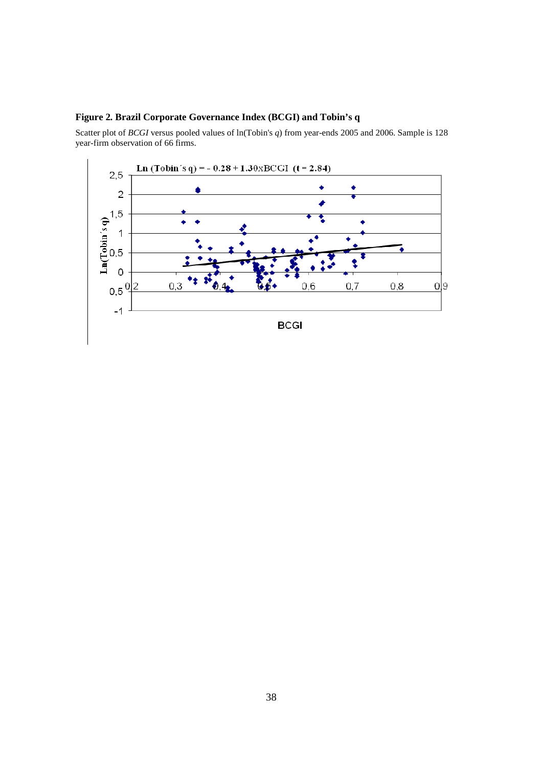**Figure 2. Brazil Corporate Governance Index (BCGI) and Tobin's q**

Scatter plot of *BCGI* versus pooled values of ln(Tobin's *q*) from year-ends 2005 and 2006. Sample is 128 year-firm observation of 66 firms.

**Ln (Tobin´s q) = - 0.28 + 1.30xBCGI (t = 2.84)**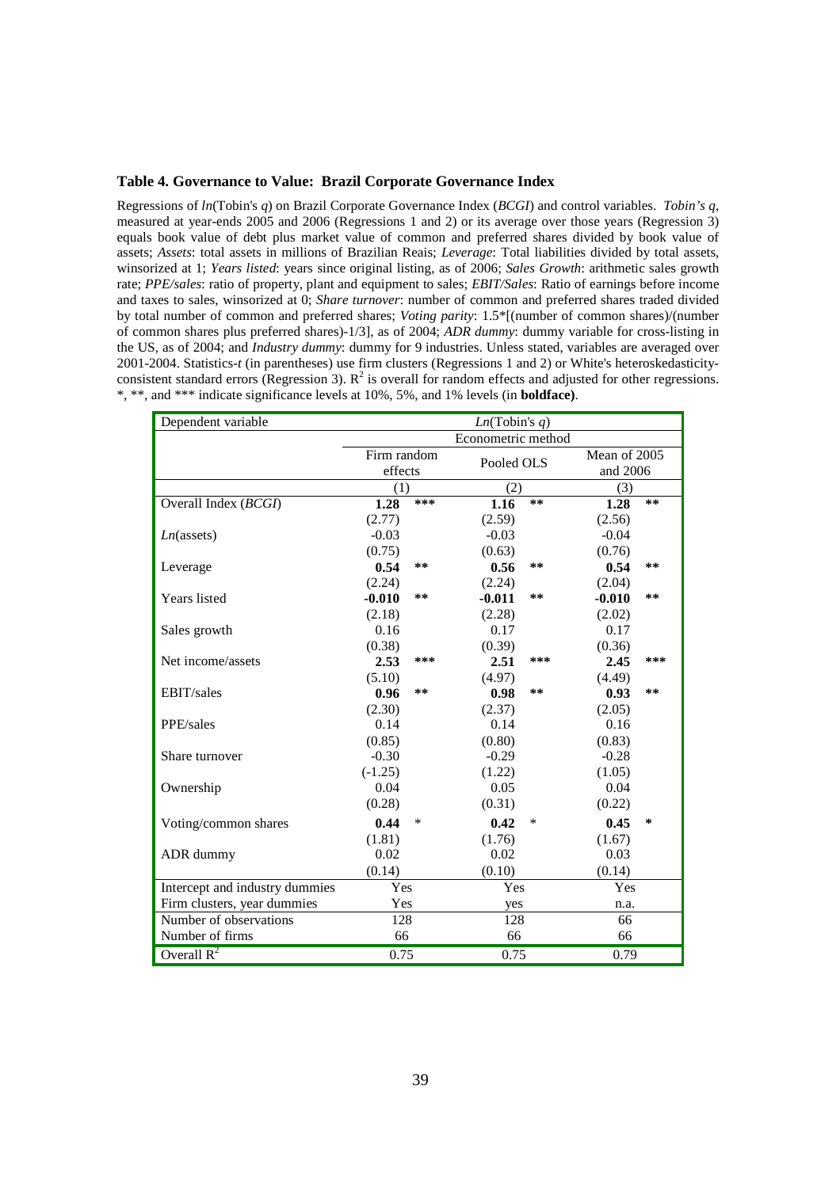### Table 4. Governance to Value: Brazil Corporate Governance Index

Regressions of *ln*(Tobin's *q*) on Brazil Corporate Governance Index (*BCGI*) and control variables. *Tobin's q*, measured at year-ends 2005 and 2006 (Regressions 1 and 2) or its average over those years (Regression 3) equals book value of debt plus market value of common and preferred shares divided by book value of assets; *Assets*: total assets in millions of Brazilian Reais; *Leverage*: Total liabilities divided by total assets, winsorized at 1; *Years listed*: years since original listing, as of 2006; *Sales Growth*: arithmetic sales growth rate; *PPE/sales*: ratio of property, plant and equipment to sales; *EBIT/Sales*: Ratio of earnings before income and taxes to sales, winsorized at 0; *Share turnover*: number of common and preferred shares traded divided by total number of common and preferred shares; *Voting parity*: 1.5*[(number of common shares)/(number of common shares plus preferred shares)-1/3], as of 2004; *ADR dummy*: dummy variable for cross-listing in the US, as of 2004; and *Industry dummy*: dummy for 9 industries. Unless stated, variables are averaged over 2001-2004. Statistics-*t* (in parentheses) use firm clusters (Regressions 1 and 2) or White's heteroskedasticity-consistent standard errors (Regression 3). $R^2$ is overall for random effects and adjusted for other regressions. *, **, and *** indicate significance levels at 10%, 5%, and 1% levels (in **boldface**).

| Dependent variable | *Ln*(Tobin's *q*) | | |
|---|---|---|---|
| | Econometric method | | |
| | Firm random effects | Pooled OLS | Mean of 2005 and 2006 |
| | (1) | (2) | (3) |
| Overall Index (*BCGI*) | **1.28** *** | **1.16** ** | **1.28** ** |
| | (2.77) | (2.59) | (2.56) |
| *Ln*(assets) | -0.03 | -0.03 | -0.04 |
| | (0.75) | (0.63) | (0.76) |
| Leverage | **0.54** ** | **0.56** ** | **0.54** ** |
| | (2.24) | (2.24) | (2.04) |
| Years listed | **-0.010** ** | **-0.011** ** | **-0.010** ** |
| | (2.18) | (2.28) | (2.02) |
| Sales growth | 0.16 | 0.17 | 0.17 |
| | (0.38) | (0.39) | (0.36) |
| Net income/assets | **2.53** *** | **2.51** *** | **2.45** *** |
| | (5.10) | (4.97) | (4.49) |
| EBIT/sales | **0.96** ** | **0.98** ** | **0.93** ** |
| | (2.30) | (2.37) | (2.05) |
| PPE/sales | 0.14 | 0.14 | 0.16 |
| | (0.85) | (0.80) | (0.83) |
| Share turnover | -0.30 | -0.29 | -0.28 |
| | (-1.25) | (1.22) | (1.05) |
| Ownership | 0.04 | 0.05 | 0.04 |
| | (0.28) | (0.31) | (0.22) |
| Voting/common shares | **0.44** * | **0.42** * | **0.45** * |
| | (1.81) | (1.76) | (1.67) |
| ADR dummy | 0.02 | 0.02 | 0.03 |
| | (0.14) | (0.10) | (0.14) |
| Intercept and industry dummies | Yes | Yes | Yes |
| Firm clusters, year dummies | Yes | yes | n.a. |
| Number of observations | 128 | 128 | 66 |
| Number of firms | 66 | 66 | 66 |
| Overall $R^2$ | 0.75 | 0.75 | 0.79 |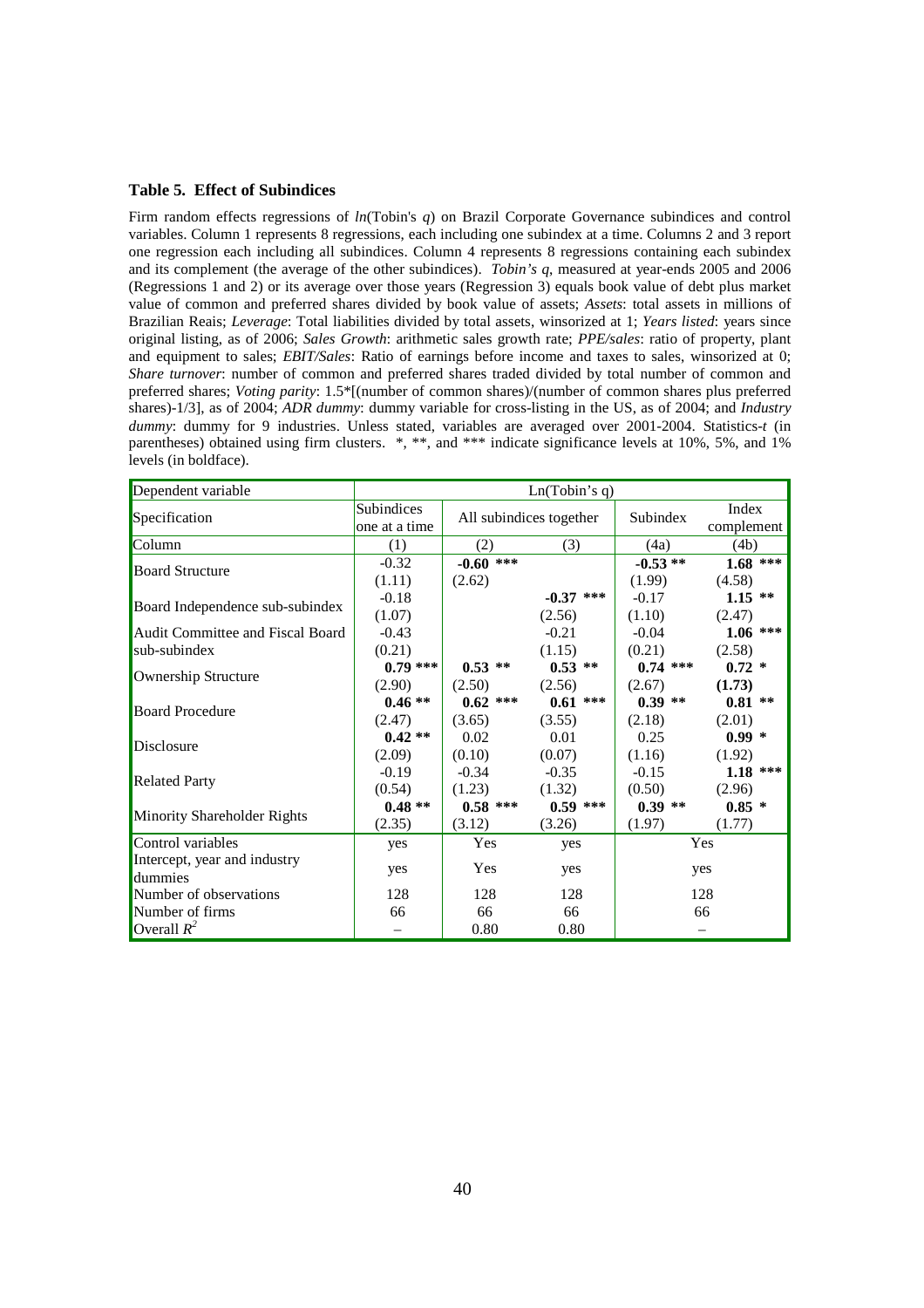### Table 5. Effect of Subindices

Firm random effects regressions of *ln*(Tobin's *q*) on Brazil Corporate Governance subindices and control variables. Column 1 represents 8 regressions, each including one subindex at a time. Columns 2 and 3 report one regression each including all subindices. Column 4 represents 8 regressions containing each subindex and its complement (the average of the other subindices). *Tobin's q*, measured at year-ends 2005 and 2006 (Regressions 1 and 2) or its average over those years (Regression 3) equals book value of debt plus market value of common and preferred shares divided by book value of assets; *Assets*: total assets in millions of Brazilian Reais; *Leverage*: Total liabilities divided by total assets, winsorized at 1; *Years listed*: years since original listing, as of 2006; *Sales Growth*: arithmetic sales growth rate; *PPE/sales*: ratio of property, plant and equipment to sales; *EBIT/Sales*: Ratio of earnings before income and taxes to sales, winsorized at 0; *Share turnover*: number of common and preferred shares traded divided by total number of common and preferred shares; *Voting parity*: 1.5*[(number of common shares)/(number of common shares plus preferred shares)-1/3], as of 2004; *ADR dummy*: dummy variable for cross-listing in the US, as of 2004; and *Industry dummy*: dummy for 9 industries. Unless stated, variables are averaged over 2001-2004. Statistics-*t* (in parentheses) obtained using firm clusters. *, **, and *** indicate significance levels at 10%, 5%, and 1% levels (in boldface).

| Dependent variable | Ln(Tobin's q) | | | | |
|---|---|---|---|---|---|
| Specification | Subindices one at a time | All subindices together | | Subindex | Index complement |
| Column | (1) | (2) | (3) | (4a) | (4b) |
| Board Structure | -0.32 | **-0.60 \*\*\*** | | **-0.53 \*\*** | **1.68 \*\*\*** |
| | (1.11) | (2.62) | | (1.99) | (4.58) |
| Board Independence sub-subindex | -0.18 | | **-0.37 \*\*\*** | -0.17 | **1.15 \*\*** |
| | (1.07) | | (2.56) | (1.10) | (2.47) |
| Audit Committee and Fiscal Board sub-subindex | -0.43 | | -0.21 | -0.04 | **1.06 \*\*\*** |
| | (0.21) | | (1.15) | (0.21) | (2.58) |
| Ownership Structure | **0.79 \*\*\*** | **0.53 \*\*** | **0.53 \*\*** | **0.74 \*\*\*** | **0.72 \*** |
| | (2.90) | (2.50) | (2.56) | (2.67) | **(1.73)** |
| Board Procedure | **0.46 \*\*** | **0.62 \*\*\*** | **0.61 \*\*\*** | **0.39 \*\*** | **0.81 \*\*** |
| | (2.47) | (3.65) | (3.55) | (2.18) | (2.01) |
| Disclosure | **0.42 \*\*** | 0.02 | 0.01 | 0.25 | **0.99 \*** |
| | (2.09) | (0.10) | (0.07) | (1.16) | (1.92) |
| Related Party | -0.19 | -0.34 | -0.35 | -0.15 | **1.18 \*\*\*** |
| | (0.54) | (1.23) | (1.32) | (0.50) | (2.96) |
| Minority Shareholder Rights | **0.48 \*\*** | **0.58 \*\*\*** | **0.59 \*\*\*** | **0.39 \*\*** | **0.85 \*** |
| | (2.35) | (3.12) | (3.26) | (1.97) | (1.77) |
| Control variables | yes | Yes | yes | Yes | |
| Intercept, year and industry dummies | yes | Yes | yes | yes | |
| Number of observations | 128 | 128 | 128 | 128 | |
| Number of firms | 66 | 66 | 66 | 66 | |
| Overall $R^2$ | – | 0.80 | 0.80 | – | |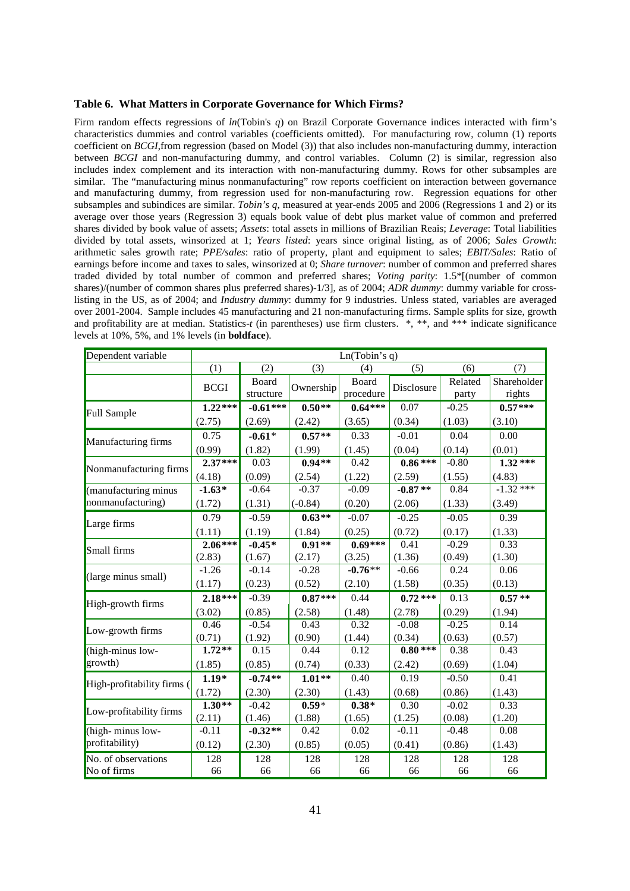**Table 6. What Matters in Corporate Governance for Which Firms?**

Firm random effects regressions of *ln*(Tobin's *q*) on Brazil Corporate Governance indices interacted with firm's characteristics dummies and control variables (coefficients omitted). For manufacturing row, column (1) reports coefficient on *BCGI*,from regression (based on Model (3)) that also includes non-manufacturing dummy, interaction between *BCGI* and non-manufacturing dummy, and control variables. Column (2) is similar, regression also includes index complement and its interaction with non-manufacturing dummy. Rows for other subsamples are similar. The "manufacturing minus nonmanufacturing" row reports coefficient on interaction between governance and manufacturing dummy, from regression used for non-manufacturing row. Regression equations for other subsamples and subindices are similar. *Tobin's q*, measured at year-ends 2005 and 2006 (Regressions 1 and 2) or its average over those years (Regression 3) equals book value of debt plus market value of common and preferred shares divided by book value of assets; *Assets*: total assets in millions of Brazilian Reais; *Leverage*: Total liabilities divided by total assets, winsorized at 1; *Years listed*: years since original listing, as of 2006; *Sales Growth*: arithmetic sales growth rate; *PPE/sales*: ratio of property, plant and equipment to sales; *EBIT/Sales*: Ratio of earnings before income and taxes to sales, winsorized at 0; *Share turnover*: number of common and preferred shares traded divided by total number of common and preferred shares; *Voting parity*: 1.5*[(number of common shares)/(number of common shares plus preferred shares)-1/3], as of 2004; *ADR dummy*: dummy variable for cross-listing in the US, as of 2004; and *Industry dummy*: dummy for 9 industries. Unless stated, variables are averaged over 2001-2004. Sample includes 45 manufacturing and 21 non-manufacturing firms. Sample splits for size, growth and profitability are at median. Statistics-*t* (in parentheses) use firm clusters. *, **, and *** indicate significance levels at 10%, 5%, and 1% levels (in **boldface**).

| Dependent variable | Ln(Tobin's q) | | | | | | |
|---|---|---|---|---|---|---|---|
| | (1) | (2) | (3) | (4) | (5) | (6) | (7) |
| | BCGI | Board structure | Ownership | Board procedure | Disclosure | Related party | Shareholder rights |
| Full Sample | **1.22*** ** | **-0.61*** ** | **0.50** ** | **0.64*** ** | 0.07 | -0.25 | **0.57*** ** |
| | (2.75) | (2.69) | (2.42) | (3.65) | (0.34) | (1.03) | (3.10) |
| Manufacturing firms | 0.75 | **-0.61*** | **0.57** ** | 0.33 | -0.01 | 0.04 | 0.00 |
| | (0.99) | (1.82) | (1.99) | (1.45) | (0.04) | (0.14) | (0.01) |
| Nonmanufacturing firms | **2.37*** ** | 0.03 | **0.94** ** | 0.42 | **0.86 *** ** | -0.80 | **1.32 *** ** |
| | (4.18) | (0.09) | (2.54) | (1.22) | (2.59) | (1.55) | (4.83) |
| (manufacturing minus nonmanufacturing) | **-1.63*** | -0.64 | -0.37 | -0.09 | **-0.87 ** ** | 0.84 | -1.32 *** |
| | (1.72) | (1.31) | (-0.84) | (0.20) | (2.06) | (1.33) | (3.49) |
| Large firms | 0.79 | -0.59 | **0.63** ** | -0.07 | -0.25 | -0.05 | 0.39 |
| | (1.11) | (1.19) | (1.84) | (0.25) | (0.72) | (0.17) | (1.33) |
| Small firms | **2.06*** ** | **-0.45*** | **0.91** ** | **0.69*** ** | 0.41 | -0.29 | 0.33 |
| | (2.83) | (1.67) | (2.17) | (3.25) | (1.36) | (0.49) | (1.30) |
| (large minus small) | -1.26 | -0.14 | -0.28 | **-0.76** ** | -0.66 | 0.24 | 0.06 |
| | (1.17) | (0.23) | (0.52) | (2.10) | (1.58) | (0.35) | (0.13) |
| High-growth firms | **2.18*** ** | -0.39 | **0.87*** ** | 0.44 | **0.72 *** ** | 0.13 | **0.57 ** ** |
| | (3.02) | (0.85) | (2.58) | (1.48) | (2.78) | (0.29) | (1.94) |
| Low-growth firms | 0.46 | -0.54 | 0.43 | 0.32 | -0.08 | -0.25 | 0.14 |
| | (0.71) | (1.92) | (0.90) | (1.44) | (0.34) | (0.63) | (0.57) |
| (high-minus low-growth) | **1.72** ** | 0.15 | 0.44 | 0.12 | **0.80 *** ** | 0.38 | 0.43 |
| | (1.85) | (0.85) | (0.74) | (0.33) | (2.42) | (0.69) | (1.04) |
| High-profitability firms ( | **1.19*** | **-0.74** ** | **1.01** ** | 0.40 | 0.19 | -0.50 | 0.41 |
| | (1.72) | (2.30) | (2.30) | (1.43) | (0.68) | (0.86) | (1.43) |
| Low-profitability firms | **1.30** ** | -0.42 | **0.59*** | **0.38*** | 0.30 | -0.02 | 0.33 |
| | (2.11) | (1.46) | (1.88) | (1.65) | (1.25) | (0.08) | (1.20) |
| (high- minus low-profitability) | -0.11 | **-0.32** ** | 0.42 | 0.02 | -0.11 | -0.48 | 0.08 |
| | (0.12) | (2.30) | (0.85) | (0.05) | (0.41) | (0.86) | (1.43) |
| No. of observations | 128 | 128 | 128 | 128 | 128 | 128 | 128 |
| No of firms | 66 | 66 | 66 | 66 | 66 | 66 | 66 |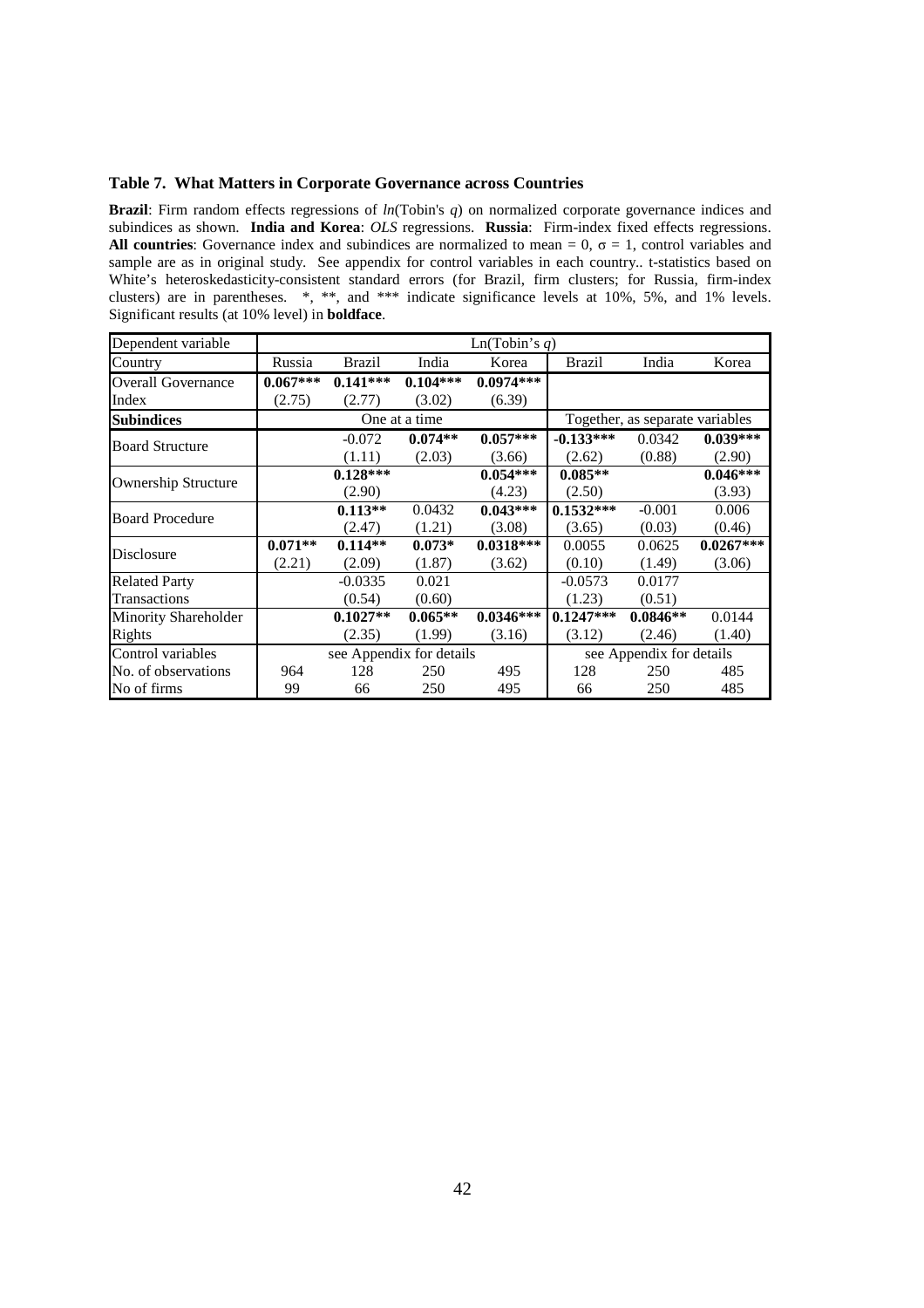### Table 7. What Matters in Corporate Governance across Countries

**Brazil**: Firm random effects regressions of *ln*(Tobin's *q*) on normalized corporate governance indices and subindices as shown. **India and Korea**: *OLS* regressions. **Russia**: Firm-index fixed effects regressions. **All countries**: Governance index and subindices are normalized to mean = 0, σ = 1, control variables and sample are as in original study. See appendix for control variables in each country.. t-statistics based on White's heteroskedasticity-consistent standard errors (for Brazil, firm clusters; for Russia, firm-index clusters) are in parentheses. *, **, and *** indicate significance levels at 10%, 5%, and 1% levels. Significant results (at 10% level) in **boldface**.

| Dependent variable | Ln(Tobin's *q*) | | | | | | |
|---|---|---|---|---|---|---|---|
| Country | Russia | Brazil | India | Korea | Brazil | India | Korea |
| Overall Governance Index | **0.067***** | **0.141***** | **0.104***** | **0.0974***** | | | |
| | (2.75) | (2.77) | (3.02) | (6.39) | | | |
| **Subindices** | One at a time | | | | Together, as separate variables | | |
| Board Structure | | -0.072 | **0.074**** | **0.057***** | **-0.133***** | 0.0342 | **0.039***** |
| | | (1.11) | (2.03) | (3.66) | (2.62) | (0.88) | (2.90) |
| Ownership Structure | | **0.128***** | | **0.054***** | **0.085**** | | **0.046***** |
| | | (2.90) | | (4.23) | (2.50) | | (3.93) |
| Board Procedure | | **0.113**** | 0.0432 | **0.043***** | **0.1532***** | -0.001 | 0.006 |
| | | (2.47) | (1.21) | (3.08) | (3.65) | (0.03) | (0.46) |
| Disclosure | **0.071**** | **0.114**** | **0.073*** | **0.0318***** | 0.0055 | 0.0625 | **0.0267***** |
| | (2.21) | (2.09) | (1.87) | (3.62) | (0.10) | (1.49) | (3.06) |
| Related Party Transactions | | -0.0335 | 0.021 | | -0.0573 | 0.0177 | |
| | | (0.54) | (0.60) | | (1.23) | (0.51) | |
| Minority Shareholder Rights | | **0.1027**** | **0.065**** | **0.0346***** | **0.1247***** | **0.0846**** | 0.0144 |
| | | (2.35) | (1.99) | (3.16) | (3.12) | (2.46) | (1.40) |
| Control variables | see Appendix for details | | | | see Appendix for details | | |
| No. of observations | 964 | 128 | 250 | 495 | 128 | 250 | 485 |
| No of firms | 99 | 66 | 250 | 495 | 66 | 250 | 485 |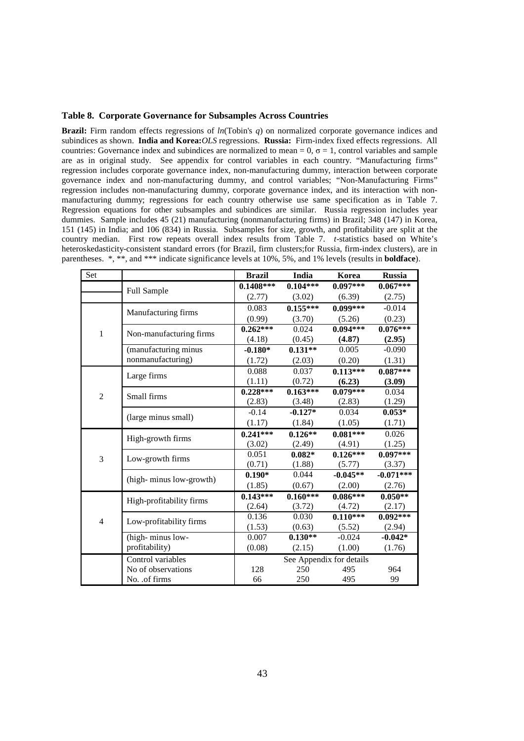### Table 8. Corporate Governance for Subsamples Across Countries

**Brazil:** Firm random effects regressions of *ln*(Tobin's *q*) on normalized corporate governance indices and subindices as shown. **India and Korea:** *OLS* regressions. **Russia:** Firm-index fixed effects regressions. All countries: Governance index and subindices are normalized to mean = 0, σ = 1, control variables and sample are as in original study. See appendix for control variables in each country. "Manufacturing firms" regression includes corporate governance index, non-manufacturing dummy, interaction between corporate governance index and non-manufacturing dummy, and control variables; "Non-Manufacturing Firms" regression includes non-manufacturing dummy, corporate governance index, and its interaction with non-manufacturing dummy; regressions for each country otherwise use same specification as in Table 7. Regression equations for other subsamples and subindices are similar. Russia regression includes year dummies. Sample includes 45 (21) manufacturing (nonmanufacturing firms) in Brazil; 348 (147) in Korea, 151 (145) in India; and 106 (834) in Russia. Subsamples for size, growth, and profitability are split at the country median. First row repeats overall index results from Table 7. *t*-statistics based on White's heteroskedasticity-consistent standard errors (for Brazil, firm clusters;for Russia, firm-index clusters), are in parentheses. *, **, and *** indicate significance levels at 10%, 5%, and 1% levels (results in **boldface**).

| Set | | Brazil | India | Korea | Russia |
|---|---|---|---|---|---|
| | Full Sample | **0.1408*** ** | **0.104*** ** | **0.097*** ** | **0.067*** ** |
| | | (2.77) | (3.02) | (6.39) | (2.75) |
| 1 | Manufacturing firms | 0.083 | **0.155*** ** | **0.099*** ** | -0.014 |
| | | (0.99) | (3.70) | (5.26) | (0.23) |
| | Non-manufacturing firms | **0.262*** ** | 0.024 | **0.094*** ** | **0.076*** ** |
| | | (4.18) | (0.45) | **(4.87)** | **(2.95)** |
| | (manufacturing minus nonmanufacturing) | **-0.180*** | **0.131** ** | 0.005 | -0.090 |
| | | (1.72) | (2.03) | (0.20) | (1.31) |
| 2 | Large firms | 0.088 | 0.037 | **0.113*** ** | **0.087*** ** |
| | | (1.11) | (0.72) | **(6.23)** | **(3.09)** |
| | Small firms | **0.228*** ** | **0.163*** ** | **0.079*** ** | 0.034 |
| | | (2.83) | (3.48) | (2.83) | (1.29) |
| | (large minus small) | -0.14 | **-0.127*** | 0.034 | **0.053*** |
| | | (1.17) | (1.84) | (1.05) | (1.71) |
| 3 | High-growth firms | **0.241*** ** | **0.126** ** | **0.081*** ** | 0.026 |
| | | (3.02) | (2.49) | (4.91) | (1.25) |
| | Low-growth firms | 0.051 | **0.082*** | **0.126*** ** | **0.097*** ** |
| | | (0.71) | (1.88) | (5.77) | (3.37) |
| | (high- minus low-growth) | **0.190*** | 0.044 | **-0.045** ** | **-0.071*** ** |
| | | (1.85) | (0.67) | (2.00) | (2.76) |
| 4 | High-profitability firms | **0.143*** ** | **0.160*** ** | **0.086*** ** | **0.050** ** |
| | | (2.64) | (3.72) | (4.72) | (2.17) |
| | Low-profitability firms | 0.136 | 0.030 | **0.110*** ** | **0.092*** ** |
| | | (1.53) | (0.63) | (5.52) | (2.94) |
| | (high- minus low-profitability) | 0.007 | **0.130** ** | -0.024 | **-0.042*** |
| | | (0.08) | (2.15) | (1.00) | (1.76) |
| | Control variables | See Appendix for details | | | |
| | No of observations | 128 | 250 | 495 | 964 |
| | No. .of firms | 66 | 250 | 495 | 99 |